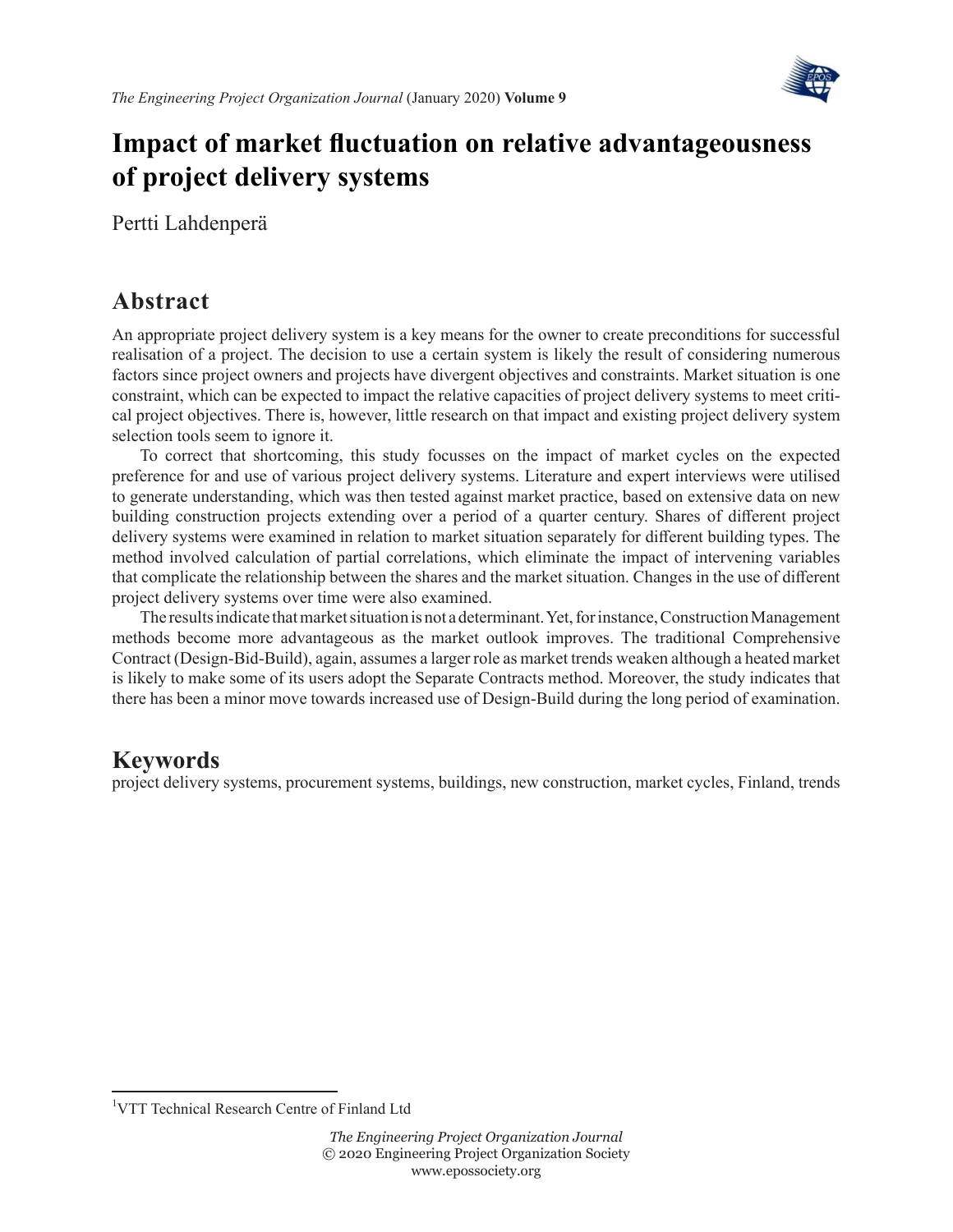# Impact of market fluctuation on relative advantageousness of project delivery systems

Pertti Lahdenperä[1]

## Abstract

An appropriate project delivery system is a key means for the owner to create preconditions for successful realisation of a project. The decision to use a certain system is likely the result of considering numerous factors since project owners and projects have divergent objectives and constraints. Market situation is one constraint, which can be expected to impact the relative capacities of project delivery systems to meet critical project objectives. There is, however, little research on that impact and existing project delivery system selection tools seem to ignore it.

To correct that shortcoming, this study focusses on the impact of market cycles on the expected preference for and use of various project delivery systems. Literature and expert interviews were utilised to generate understanding, which was then tested against market practice, based on extensive data on new building construction projects extending over a period of a quarter century. Shares of different project delivery systems were examined in relation to market situation separately for different building types. The method involved calculation of partial correlations, which eliminate the impact of intervening variables that complicate the relationship between the shares and the market situation. Changes in the use of different project delivery systems over time were also examined.

The results indicate that market situation is not a determinant. Yet, for instance, Construction Management methods become more advantageous as the market outlook improves. The traditional Comprehensive Contract (Design-Bid-Build), again, assumes a larger role as market trends weaken although a heated market is likely to make some of its users adopt the Separate Contracts method. Moreover, the study indicates that there has been a minor move towards increased use of Design-Build during the long period of examination.

## Keywords

project delivery systems, procurement systems, buildings, new construction, market cycles, Finland, trends

[1]VTT Technical Research Centre of Finland Ltd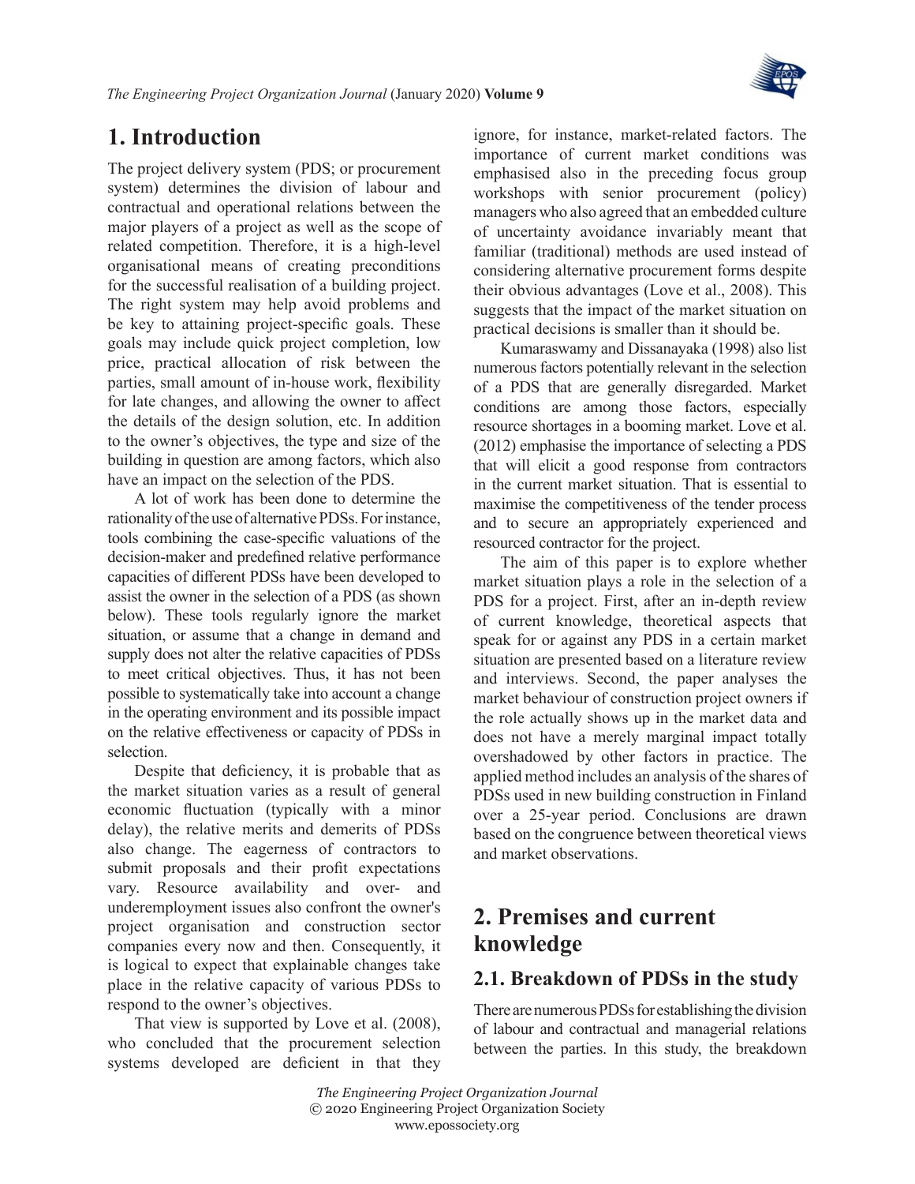# 1. Introduction

The project delivery system (PDS; or procurement system) determines the division of labour and contractual and operational relations between the major players of a project as well as the scope of related competition. Therefore, it is a high-level organisational means of creating preconditions for the successful realisation of a building project. The right system may help avoid problems and be key to attaining project-specific goals. These goals may include quick project completion, low price, practical allocation of risk between the parties, small amount of in-house work, flexibility for late changes, and allowing the owner to affect the details of the design solution, etc. In addition to the owner's objectives, the type and size of the building in question are among factors, which also have an impact on the selection of the PDS.

A lot of work has been done to determine the rationality of the use of alternative PDSs. For instance, tools combining the case-specific valuations of the decision-maker and predefined relative performance capacities of different PDSs have been developed to assist the owner in the selection of a PDS (as shown below). These tools regularly ignore the market situation, or assume that a change in demand and supply does not alter the relative capacities of PDSs to meet critical objectives. Thus, it has not been possible to systematically take into account a change in the operating environment and its possible impact on the relative effectiveness or capacity of PDSs in selection.

Despite that deficiency, it is probable that as the market situation varies as a result of general economic fluctuation (typically with a minor delay), the relative merits and demerits of PDSs also change. The eagerness of contractors to submit proposals and their profit expectations vary. Resource availability and over- and underemployment issues also confront the owner's project organisation and construction sector companies every now and then. Consequently, it is logical to expect that explainable changes take place in the relative capacity of various PDSs to respond to the owner's objectives.

That view is supported by Love et al. (2008), who concluded that the procurement selection systems developed are deficient in that they ignore, for instance, market-related factors. The importance of current market conditions was emphasised also in the preceding focus group workshops with senior procurement (policy) managers who also agreed that an embedded culture of uncertainty avoidance invariably meant that familiar (traditional) methods are used instead of considering alternative procurement forms despite their obvious advantages (Love et al., 2008). This suggests that the impact of the market situation on practical decisions is smaller than it should be.

Kumaraswamy and Dissanayaka (1998) also list numerous factors potentially relevant in the selection of a PDS that are generally disregarded. Market conditions are among those factors, especially resource shortages in a booming market. Love et al. (2012) emphasise the importance of selecting a PDS that will elicit a good response from contractors in the current market situation. That is essential to maximise the competitiveness of the tender process and to secure an appropriately experienced and resourced contractor for the project.

The aim of this paper is to explore whether market situation plays a role in the selection of a PDS for a project. First, after an in-depth review of current knowledge, theoretical aspects that speak for or against any PDS in a certain market situation are presented based on a literature review and interviews. Second, the paper analyses the market behaviour of construction project owners if the role actually shows up in the market data and does not have a merely marginal impact totally overshadowed by other factors in practice. The applied method includes an analysis of the shares of PDSs used in new building construction in Finland over a 25-year period. Conclusions are drawn based on the congruence between theoretical views and market observations.

# 2. Premises and current knowledge

## 2.1. Breakdown of PDSs in the study

There are numerous PDSs for establishing the division of labour and contractual and managerial relations between the parties. In this study, the breakdown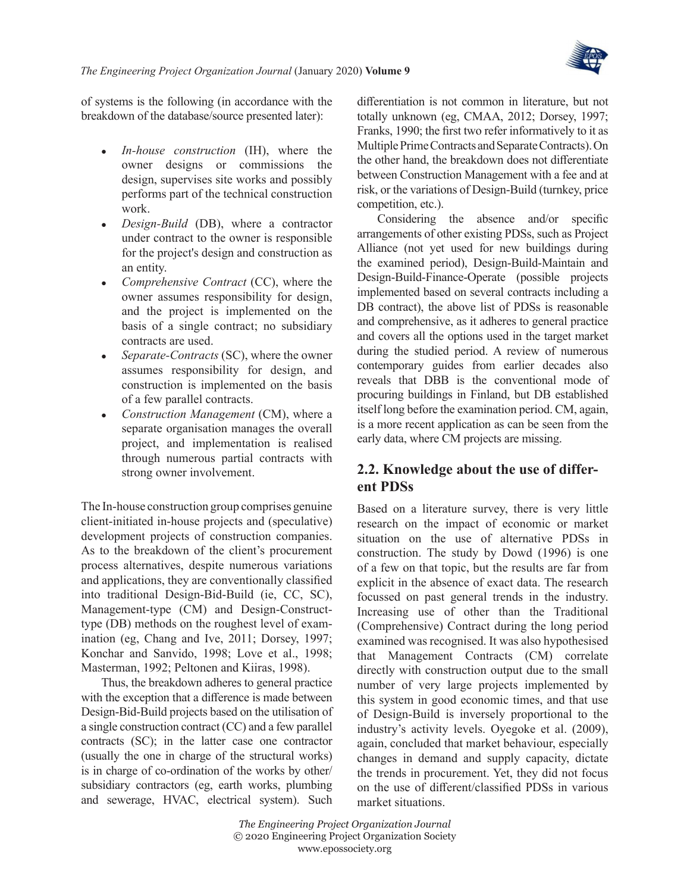of systems is the following (in accordance with the breakdown of the database/source presented later):

- *In-house construction* (IH), where the owner designs or commissions the design, supervises site works and possibly performs part of the technical construction work.
- *Design-Build* (DB), where a contractor under contract to the owner is responsible for the project's design and construction as an entity.
- *Comprehensive Contract* (CC), where the owner assumes responsibility for design, and the project is implemented on the basis of a single contract; no subsidiary contracts are used.
- *Separate-Contracts* (SC), where the owner assumes responsibility for design, and construction is implemented on the basis of a few parallel contracts.
- *Construction Management* (CM), where a separate organisation manages the overall project, and implementation is realised through numerous partial contracts with strong owner involvement.

The In-house construction group comprises genuine client-initiated in-house projects and (speculative) development projects of construction companies. As to the breakdown of the client's procurement process alternatives, despite numerous variations and applications, they are conventionally classified into traditional Design-Bid-Build (ie, CC, SC), Management-type (CM) and Design-Construct-type (DB) methods on the roughest level of examination (eg, Chang and Ive, 2011; Dorsey, 1997; Konchar and Sanvido, 1998; Love et al., 1998; Masterman, 1992; Peltonen and Kiiras, 1998).

Thus, the breakdown adheres to general practice with the exception that a difference is made between Design-Bid-Build projects based on the utilisation of a single construction contract (CC) and a few parallel contracts (SC); in the latter case one contractor (usually the one in charge of the structural works) is in charge of co-ordination of the works by other/subsidiary contractors (eg, earth works, plumbing and sewerage, HVAC, electrical system). Such differentiation is not common in literature, but not totally unknown (eg, CMAA, 2012; Dorsey, 1997; Franks, 1990; the first two refer informatively to it as Multiple Prime Contracts and Separate Contracts). On the other hand, the breakdown does not differentiate between Construction Management with a fee and at risk, or the variations of Design-Build (turnkey, price competition, etc.).

Considering the absence and/or specific arrangements of other existing PDSs, such as Project Alliance (not yet used for new buildings during the examined period), Design-Build-Maintain and Design-Build-Finance-Operate (possible projects implemented based on several contracts including a DB contract), the above list of PDSs is reasonable and comprehensive, as it adheres to general practice and covers all the options used in the target market during the studied period. A review of numerous contemporary guides from earlier decades also reveals that DBB is the conventional mode of procuring buildings in Finland, but DB established itself long before the examination period. CM, again, is a more recent application as can be seen from the early data, where CM projects are missing.

## 2.2. Knowledge about the use of different PDSs

Based on a literature survey, there is very little research on the impact of economic or market situation on the use of alternative PDSs in construction. The study by Dowd (1996) is one of a few on that topic, but the results are far from explicit in the absence of exact data. The research focussed on past general trends in the industry. Increasing use of other than the Traditional (Comprehensive) Contract during the long period examined was recognised. It was also hypothesised that Management Contracts (CM) correlate directly with construction output due to the small number of very large projects implemented by this system in good economic times, and that use of Design-Build is inversely proportional to the industry's activity levels. Oyegoke et al. (2009), again, concluded that market behaviour, especially changes in demand and supply capacity, dictate the trends in procurement. Yet, they did not focus on the use of different/classified PDSs in various market situations.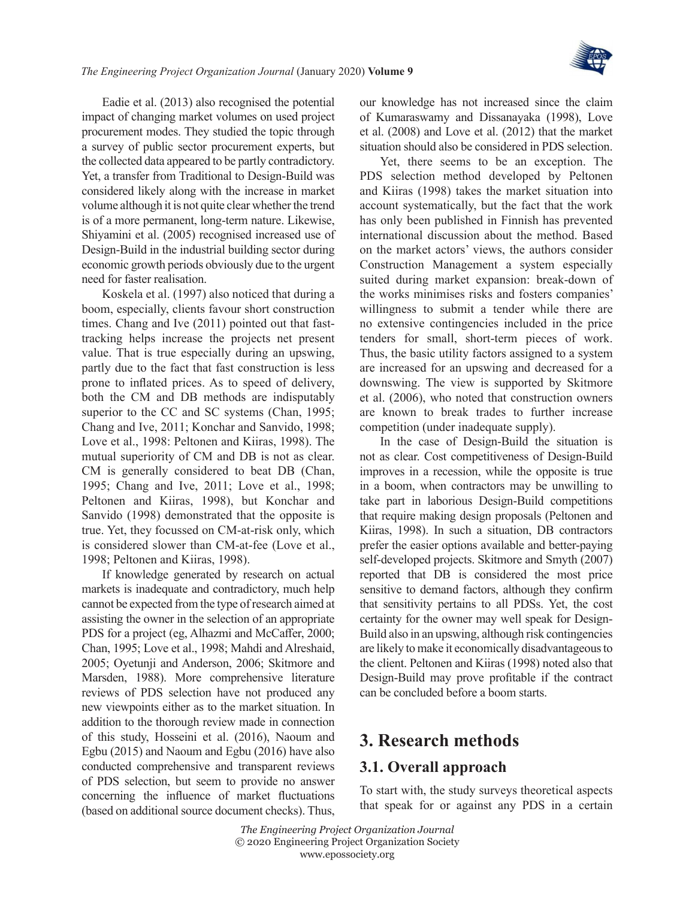Eadie et al. (2013) also recognised the potential impact of changing market volumes on used project procurement modes. They studied the topic through a survey of public sector procurement experts, but the collected data appeared to be partly contradictory. Yet, a transfer from Traditional to Design-Build was considered likely along with the increase in market volume although it is not quite clear whether the trend is of a more permanent, long-term nature. Likewise, Shiyamini et al. (2005) recognised increased use of Design-Build in the industrial building sector during economic growth periods obviously due to the urgent need for faster realisation.

Koskela et al. (1997) also noticed that during a boom, especially, clients favour short construction times. Chang and Ive (2011) pointed out that fast-tracking helps increase the projects net present value. That is true especially during an upswing, partly due to the fact that fast construction is less prone to inflated prices. As to speed of delivery, both the CM and DB methods are indisputably superior to the CC and SC systems (Chan, 1995; Chang and Ive, 2011; Konchar and Sanvido, 1998; Love et al., 1998: Peltonen and Kiiras, 1998). The mutual superiority of CM and DB is not as clear. CM is generally considered to beat DB (Chan, 1995; Chang and Ive, 2011; Love et al., 1998; Peltonen and Kiiras, 1998), but Konchar and Sanvido (1998) demonstrated that the opposite is true. Yet, they focussed on CM-at-risk only, which is considered slower than CM-at-fee (Love et al., 1998; Peltonen and Kiiras, 1998).

If knowledge generated by research on actual markets is inadequate and contradictory, much help cannot be expected from the type of research aimed at assisting the owner in the selection of an appropriate PDS for a project (eg, Alhazmi and McCaffer, 2000; Chan, 1995; Love et al., 1998; Mahdi and Alreshaid, 2005; Oyetunji and Anderson, 2006; Skitmore and Marsden, 1988). More comprehensive literature reviews of PDS selection have not produced any new viewpoints either as to the market situation. In addition to the thorough review made in connection of this study, Hosseini et al. (2016), Naoum and Egbu (2015) and Naoum and Egbu (2016) have also conducted comprehensive and transparent reviews of PDS selection, but seem to provide no answer concerning the influence of market fluctuations (based on additional source document checks). Thus, our knowledge has not increased since the claim of Kumaraswamy and Dissanayaka (1998), Love et al. (2008) and Love et al. (2012) that the market situation should also be considered in PDS selection.

Yet, there seems to be an exception. The PDS selection method developed by Peltonen and Kiiras (1998) takes the market situation into account systematically, but the fact that the work has only been published in Finnish has prevented international discussion about the method. Based on the market actors' views, the authors consider Construction Management a system especially suited during market expansion: break-down of the works minimises risks and fosters companies' willingness to submit a tender while there are no extensive contingencies included in the price tenders for small, short-term pieces of work. Thus, the basic utility factors assigned to a system are increased for an upswing and decreased for a downswing. The view is supported by Skitmore et al. (2006), who noted that construction owners are known to break trades to further increase competition (under inadequate supply).

In the case of Design-Build the situation is not as clear. Cost competitiveness of Design-Build improves in a recession, while the opposite is true in a boom, when contractors may be unwilling to take part in laborious Design-Build competitions that require making design proposals (Peltonen and Kiiras, 1998). In such a situation, DB contractors prefer the easier options available and better-paying self-developed projects. Skitmore and Smyth (2007) reported that DB is considered the most price sensitive to demand factors, although they confirm that sensitivity pertains to all PDSs. Yet, the cost certainty for the owner may well speak for Design-Build also in an upswing, although risk contingencies are likely to make it economically disadvantageous to the client. Peltonen and Kiiras (1998) noted also that Design-Build may prove profitable if the contract can be concluded before a boom starts.

# 3. Research methods

## 3.1. Overall approach

To start with, the study surveys theoretical aspects that speak for or against any PDS in a certain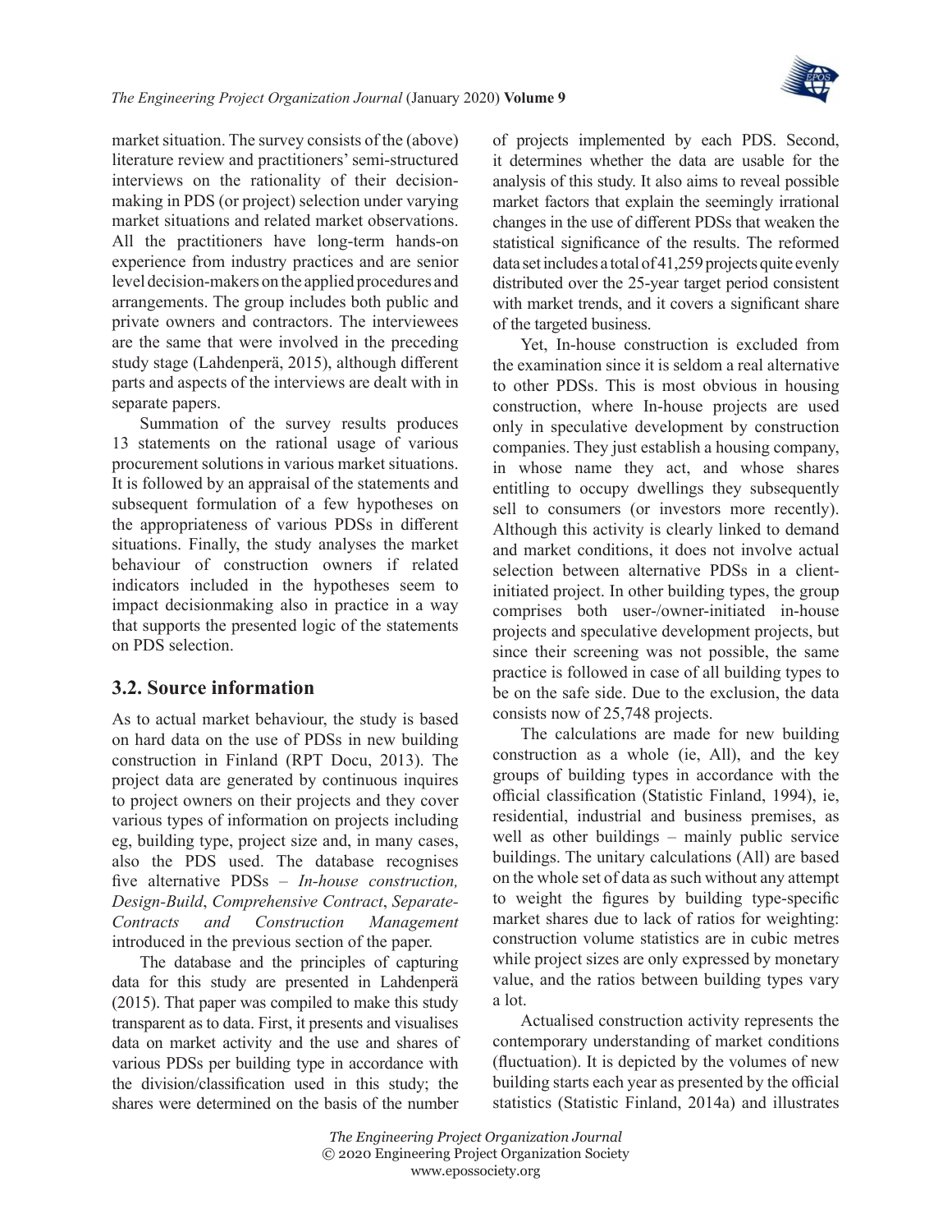market situation. The survey consists of the (above) literature review and practitioners' semi-structured interviews on the rationality of their decision-making in PDS (or project) selection under varying market situations and related market observations. All the practitioners have long-term hands-on experience from industry practices and are senior level decision-makers on the applied procedures and arrangements. The group includes both public and private owners and contractors. The interviewees are the same that were involved in the preceding study stage (Lahdenperä, 2015), although different parts and aspects of the interviews are dealt with in separate papers.

Summation of the survey results produces 13 statements on the rational usage of various procurement solutions in various market situations. It is followed by an appraisal of the statements and subsequent formulation of a few hypotheses on the appropriateness of various PDSs in different situations. Finally, the study analyses the market behaviour of construction owners if related indicators included in the hypotheses seem to impact decisionmaking also in practice in a way that supports the presented logic of the statements on PDS selection.

## 3.2. Source information

As to actual market behaviour, the study is based on hard data on the use of PDSs in new building construction in Finland (RPT Docu, 2013). The project data are generated by continuous inquires to project owners on their projects and they cover various types of information on projects including eg, building type, project size and, in many cases, also the PDS used. The database recognises five alternative PDSs – *In-house construction, Design-Build*, *Comprehensive Contract*, *Separate-Contracts and Construction Management* introduced in the previous section of the paper.

The database and the principles of capturing data for this study are presented in Lahdenperä (2015). That paper was compiled to make this study transparent as to data. First, it presents and visualises data on market activity and the use and shares of various PDSs per building type in accordance with the division/classification used in this study; the shares were determined on the basis of the number of projects implemented by each PDS. Second, it determines whether the data are usable for the analysis of this study. It also aims to reveal possible market factors that explain the seemingly irrational changes in the use of different PDSs that weaken the statistical significance of the results. The reformed data set includes a total of 41,259 projects quite evenly distributed over the 25-year target period consistent with market trends, and it covers a significant share of the targeted business.

Yet, In-house construction is excluded from the examination since it is seldom a real alternative to other PDSs. This is most obvious in housing construction, where In-house projects are used only in speculative development by construction companies. They just establish a housing company, in whose name they act, and whose shares entitling to occupy dwellings they subsequently sell to consumers (or investors more recently). Although this activity is clearly linked to demand and market conditions, it does not involve actual selection between alternative PDSs in a client-initiated project. In other building types, the group comprises both user-/owner-initiated in-house projects and speculative development projects, but since their screening was not possible, the same practice is followed in case of all building types to be on the safe side. Due to the exclusion, the data consists now of 25,748 projects.

The calculations are made for new building construction as a whole (ie, All), and the key groups of building types in accordance with the official classification (Statistic Finland, 1994), ie, residential, industrial and business premises, as well as other buildings – mainly public service buildings. The unitary calculations (All) are based on the whole set of data as such without any attempt to weight the figures by building type-specific market shares due to lack of ratios for weighting: construction volume statistics are in cubic metres while project sizes are only expressed by monetary value, and the ratios between building types vary a lot.

Actualised construction activity represents the contemporary understanding of market conditions (fluctuation). It is depicted by the volumes of new building starts each year as presented by the official statistics (Statistic Finland, 2014a) and illustrates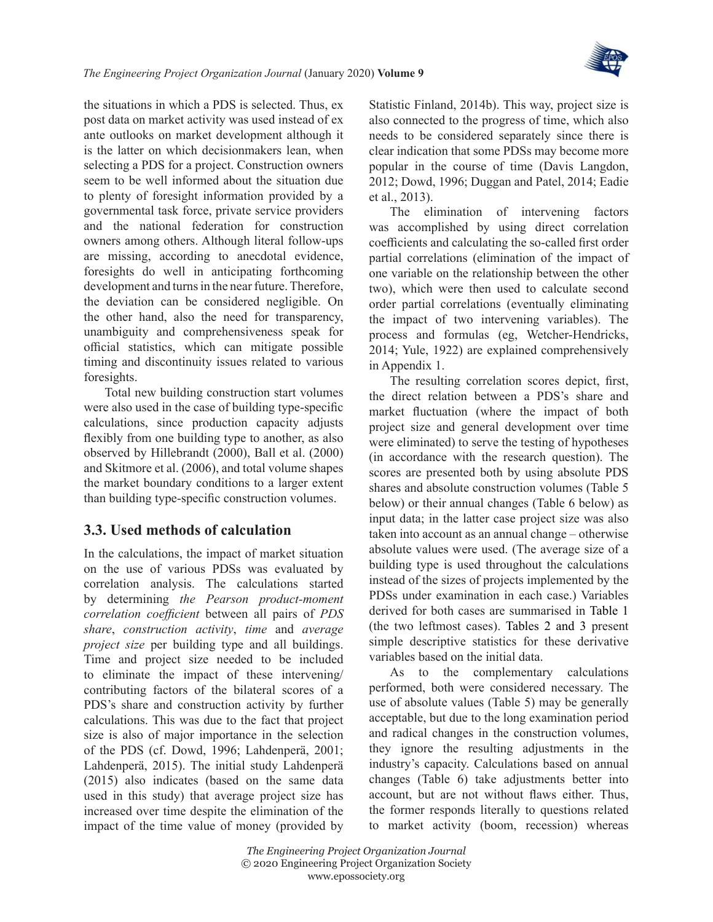the situations in which a PDS is selected. Thus, ex post data on market activity was used instead of ex ante outlooks on market development although it is the latter on which decisionmakers lean, when selecting a PDS for a project. Construction owners seem to be well informed about the situation due to plenty of foresight information provided by a governmental task force, private service providers and the national federation for construction owners among others. Although literal follow-ups are missing, according to anecdotal evidence, foresights do well in anticipating forthcoming development and turns in the near future. Therefore, the deviation can be considered negligible. On the other hand, also the need for transparency, unambiguity and comprehensiveness speak for official statistics, which can mitigate possible timing and discontinuity issues related to various foresights.

Total new building construction start volumes were also used in the case of building type-specific calculations, since production capacity adjusts flexibly from one building type to another, as also observed by Hillebrandt (2000), Ball et al. (2000) and Skitmore et al. (2006), and total volume shapes the market boundary conditions to a larger extent than building type-specific construction volumes.

## 3.3. Used methods of calculation

In the calculations, the impact of market situation on the use of various PDSs was evaluated by correlation analysis. The calculations started by determining *the Pearson product-moment correlation coefficient* between all pairs of *PDS share*, *construction activity*, *time* and *average project size* per building type and all buildings. Time and project size needed to be included to eliminate the impact of these intervening/contributing factors of the bilateral scores of a PDS's share and construction activity by further calculations. This was due to the fact that project size is also of major importance in the selection of the PDS (cf. Dowd, 1996; Lahdenperä, 2001; Lahdenperä, 2015). The initial study Lahdenperä (2015) also indicates (based on the same data used in this study) that average project size has increased over time despite the elimination of the impact of the time value of money (provided by Statistic Finland, 2014b). This way, project size is also connected to the progress of time, which also needs to be considered separately since there is clear indication that some PDSs may become more popular in the course of time (Davis Langdon, 2012; Dowd, 1996; Duggan and Patel, 2014; Eadie et al., 2013).

The elimination of intervening factors was accomplished by using direct correlation coefficients and calculating the so-called first order partial correlations (elimination of the impact of one variable on the relationship between the other two), which were then used to calculate second order partial correlations (eventually eliminating the impact of two intervening variables). The process and formulas (eg, Wetcher-Hendricks, 2014; Yule, 1922) are explained comprehensively in Appendix 1.

The resulting correlation scores depict, first, the direct relation between a PDS's share and market fluctuation (where the impact of both project size and general development over time were eliminated) to serve the testing of hypotheses (in accordance with the research question). The scores are presented both by using absolute PDS shares and absolute construction volumes (Table 5 below) or their annual changes (Table 6 below) as input data; in the latter case project size was also taken into account as an annual change – otherwise absolute values were used. (The average size of a building type is used throughout the calculations instead of the sizes of projects implemented by the PDSs under examination in each case.) Variables derived for both cases are summarised in Table 1 (the two leftmost cases). Tables 2 and 3 present simple descriptive statistics for these derivative variables based on the initial data.

As to the complementary calculations performed, both were considered necessary. The use of absolute values (Table 5) may be generally acceptable, but due to the long examination period and radical changes in the construction volumes, they ignore the resulting adjustments in the industry's capacity. Calculations based on annual changes (Table 6) take adjustments better into account, but are not without flaws either. Thus, the former responds literally to questions related to market activity (boom, recession) whereas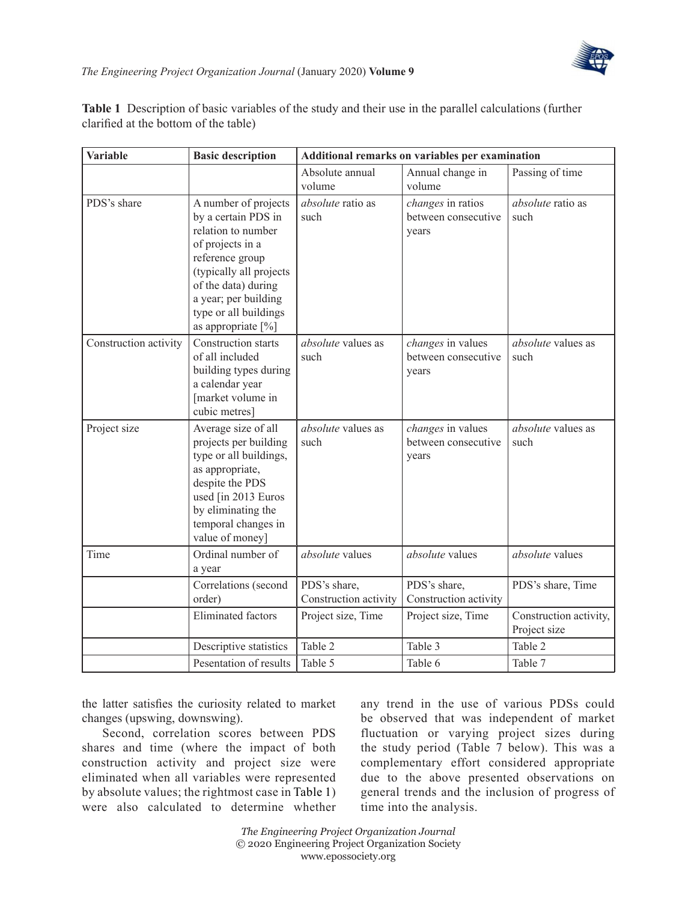**Table 1** Description of basic variables of the study and their use in the parallel calculations (further clarified at the bottom of the table)

| Variable | Basic description | Additional remarks on variables per examination | | |
|---|---|---|---|---|
| | | Absolute annual volume | Annual change in volume | Passing of time |
| PDS's share | A number of projects by a certain PDS in relation to number of projects in a reference group (typically all projects of the data) during a year; per building type or all buildings as appropriate [%] | *absolute* ratio as such | *changes* in ratios between consecutive years | *absolute* ratio as such |
| Construction activity | Construction starts of all included building types during a calendar year [market volume in cubic metres] | *absolute* values as such | *changes* in values between consecutive years | *absolute* values as such |
| Project size | Average size of all projects per building type or all buildings, as appropriate, despite the PDS used [in 2013 Euros by eliminating the temporal changes in value of money] | *absolute* values as such | *changes* in values between consecutive years | *absolute* values as such |
| Time | Ordinal number of a year | *absolute* values | *absolute* values | *absolute* values |
| | Correlations (second order) | PDS's share, Construction activity | PDS's share, Construction activity | PDS's share, Time |
| | Eliminated factors | Project size, Time | Project size, Time | Construction activity, Project size |
| | Descriptive statistics | Table 2 | Table 3 | Table 2 |
| | Pesentation of results | Table 5 | Table 6 | Table 7 |

the latter satisfies the curiosity related to market changes (upswing, downswing).

Second, correlation scores between PDS shares and time (where the impact of both construction activity and project size were eliminated when all variables were represented by absolute values; the rightmost case in Table 1) were also calculated to determine whether any trend in the use of various PDSs could be observed that was independent of market fluctuation or varying project sizes during the study period (Table 7 below). This was a complementary effort considered appropriate due to the above presented observations on general trends and the inclusion of progress of time into the analysis.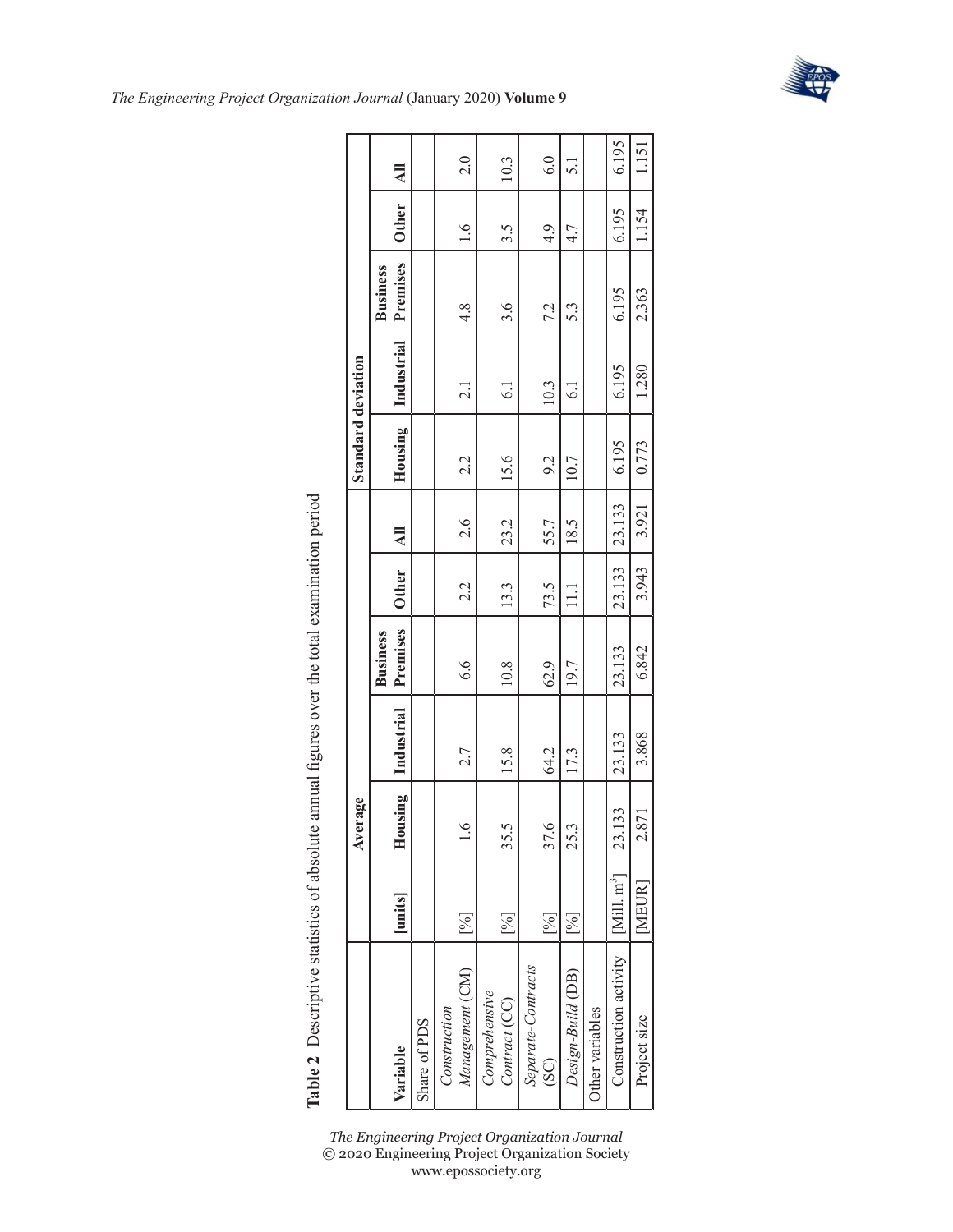**Table 2** Descriptive statistics of absolute annual figures over the total examination period

| Variable | [units] | Average | | | | | Standard deviation | | | | |
|---|---|---|---|---|---|---|---|---|---|---|---|
| | | Housing | Industrial | Business Premises | Other | All | Housing | Industrial | Business Premises | Other | All |
| Share of PDS | | | | | | | | | | | |
| *Construction Management* (CM) | [%] | 1.6 | 2.7 | 6.6 | 2.2 | 2.6 | 2.2 | 2.1 | 4.8 | 1.6 | 2.0 |
| *Comprehensive Contract* (CC) | [%] | 35.5 | 15.8 | 10.8 | 13.3 | 23.2 | 15.6 | 6.1 | 3.6 | 3.5 | 10.3 |
| *Separate-Contracts* (SC) | [%] | 37.6 | 64.2 | 62.9 | 73.5 | 55.7 | 9.2 | 10.3 | 7.2 | 4.9 | 6.0 |
| *Design-Build* (DB) | [%] | 25.3 | 17.3 | 19.7 | 11.1 | 18.5 | 10.7 | 6.1 | 5.3 | 4.7 | 5.1 |
| Other variables | | | | | | | | | | | |
| Construction activity | [Mill. $m^3$] | 23.133 | 23.133 | 23.133 | 23.133 | 23.133 | 6.195 | 6.195 | 6.195 | 6.195 | 6.195 |
| Project size | [MEUR] | 2.871 | 3.868 | 6.842 | 3.943 | 3.921 | 0.773 | 1.280 | 2.363 | 1.154 | 1.151 |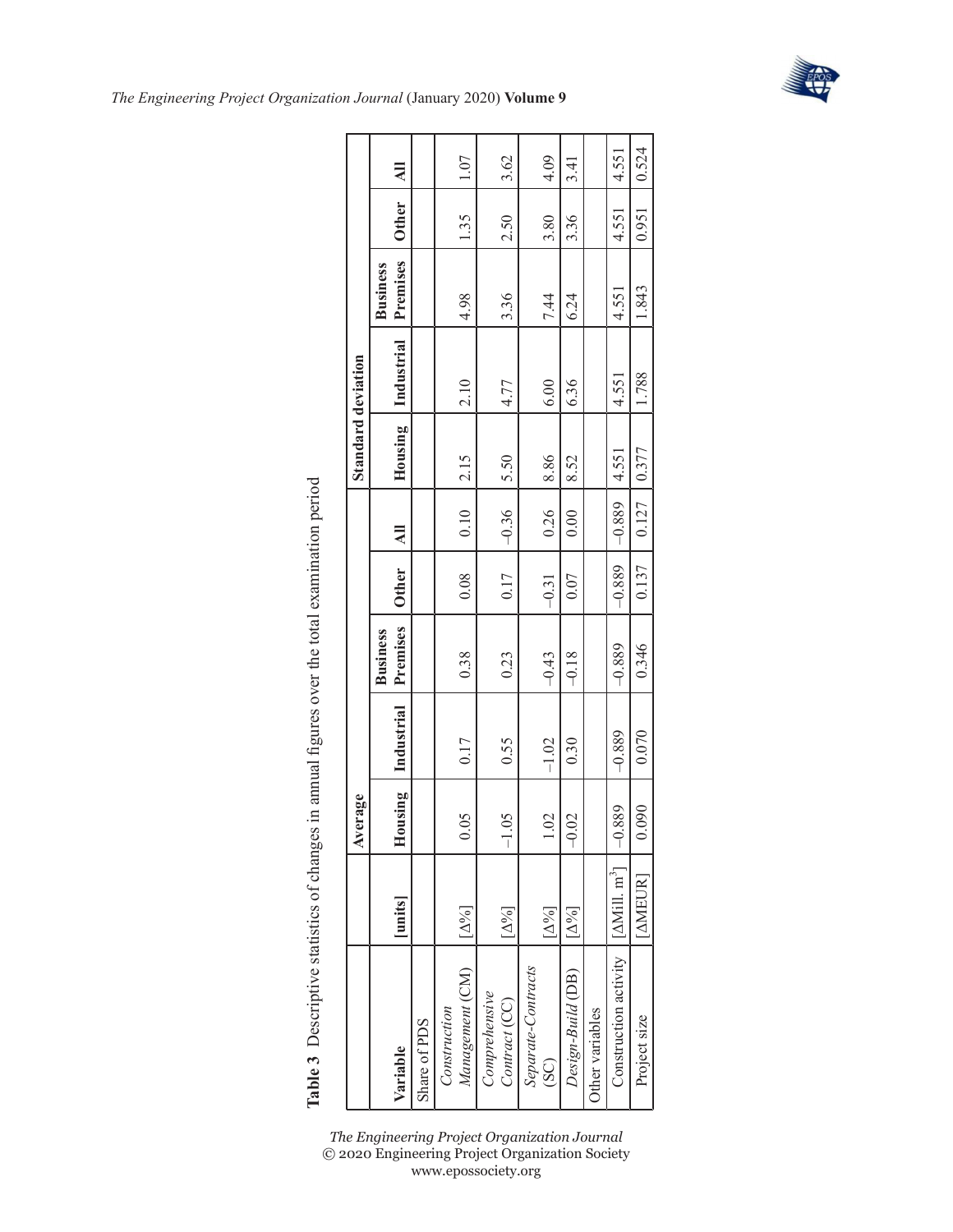**Table 3** Descriptive statistics of changes in annual figures over the total examination period

| Variable | [units] | Average | | | | | Standard deviation | | | | |
|---|---|---|---|---|---|---|---|---|---|---|---|
| | | Housing | Industrial | Business Premises | Other | All | Housing | Industrial | Business Premises | Other | All |
| Share of PDS | | | | | | | | | | | |
| *Construction Management* (CM) | [Δ%] | 0.05 | 0.17 | 0.38 | 0.08 | 0.10 | 2.15 | 2.10 | 4.98 | 1.35 | 1.07 |
| *Comprehensive Contract* (CC) | [Δ%] | −1.05 | 0.55 | 0.23 | 0.17 | −0.36 | 5.50 | 4.77 | 3.36 | 2.50 | 3.62 |
| *Separate-Contracts* (SC) | [Δ%] | 1.02 | −1.02 | −0.43 | −0.31 | 0.26 | 8.86 | 6.00 | 7.44 | 3.80 | 4.09 |
| *Design-Build* (DB) | [Δ%] | −0.02 | 0.30 | −0.18 | 0.07 | 0.00 | 8.52 | 6.36 | 6.24 | 3.36 | 3.41 |
| Other variables | | | | | | | | | | | |
| Construction activity | [ΔMill. $m^3$] | −0.889 | −0.889 | −0.889 | −0.889 | −0.889 | 4.551 | 4.551 | 4.551 | 4.551 | 4.551 |
| Project size | [ΔMEUR] | 0.090 | 0.070 | 0.346 | 0.137 | 0.127 | 0.377 | 1.788 | 1.843 | 0.951 | 0.524 |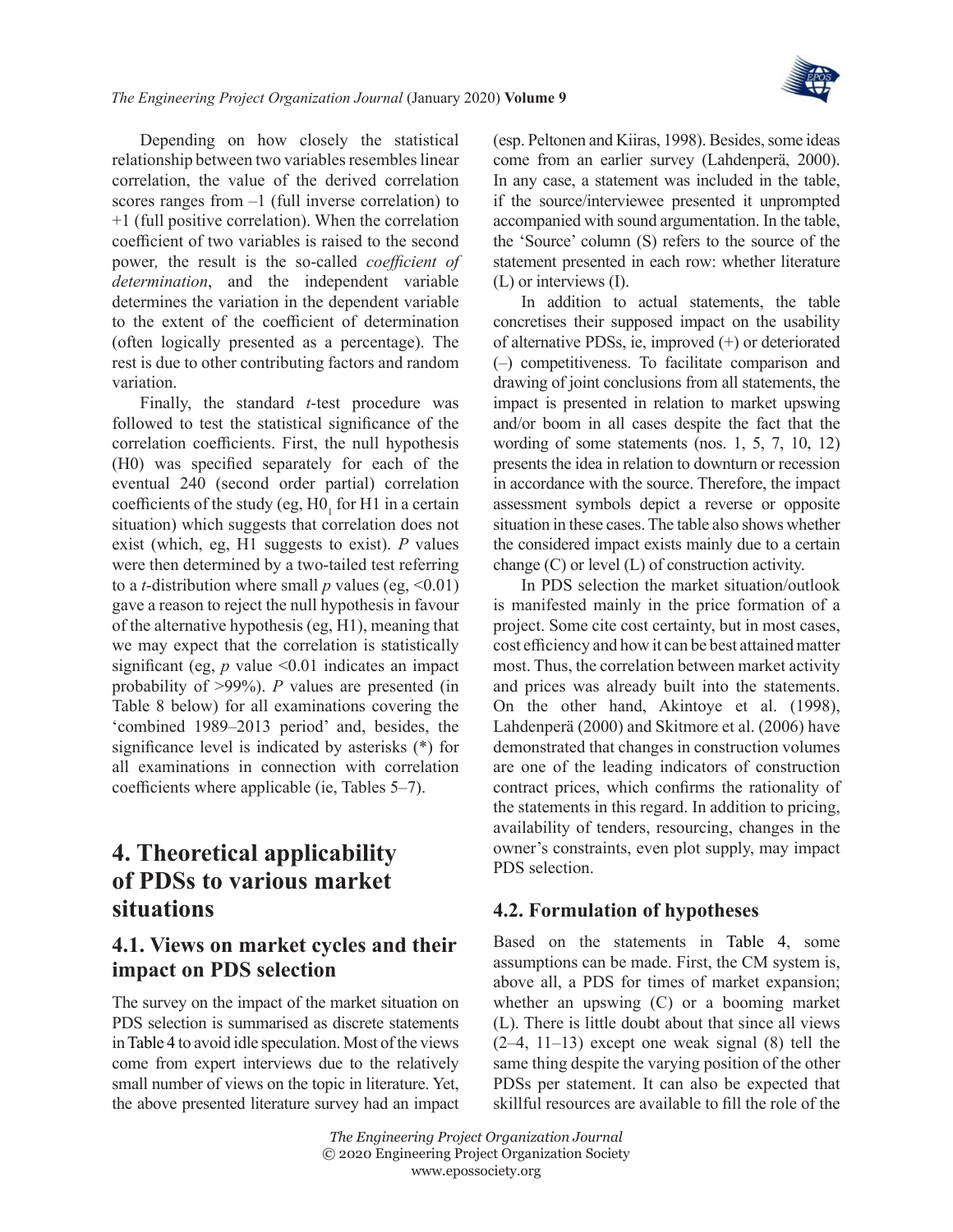Depending on how closely the statistical relationship between two variables resembles linear correlation, the value of the derived correlation scores ranges from –1 (full inverse correlation) to +1 (full positive correlation). When the correlation coefficient of two variables is raised to the second power, the result is the so-called *coefficient of determination*, and the independent variable determines the variation in the dependent variable to the extent of the coefficient of determination (often logically presented as a percentage). The rest is due to other contributing factors and random variation.

Finally, the standard *t*-test procedure was followed to test the statistical significance of the correlation coefficients. First, the null hypothesis (H0) was specified separately for each of the eventual 240 (second order partial) correlation coefficients of the study (eg, $H0_1$ for H1 in a certain situation) which suggests that correlation does not exist (which, eg, H1 suggests to exist). *P* values were then determined by a two-tailed test referring to a *t*-distribution where small *p* values (eg, $<0.01$) gave a reason to reject the null hypothesis in favour of the alternative hypothesis (eg, H1), meaning that we may expect that the correlation is statistically significant (eg, *p* value $<0.01$ indicates an impact probability of $>99\%$). *P* values are presented (in Table 8 below) for all examinations covering the 'combined 1989–2013 period' and, besides, the significance level is indicated by asterisks (*) for all examinations in connection with correlation coefficients where applicable (ie, Tables 5–7).

# 4. Theoretical applicability of PDSs to various market situations

## 4.1. Views on market cycles and their impact on PDS selection

The survey on the impact of the market situation on PDS selection is summarised as discrete statements in Table 4 to avoid idle speculation. Most of the views come from expert interviews due to the relatively small number of views on the topic in literature. Yet, the above presented literature survey had an impact (esp. Peltonen and Kiiras, 1998). Besides, some ideas come from an earlier survey (Lahdenperä, 2000). In any case, a statement was included in the table, if the source/interviewee presented it unprompted accompanied with sound argumentation. In the table, the 'Source' column (S) refers to the source of the statement presented in each row: whether literature (L) or interviews (I).

In addition to actual statements, the table concretises their supposed impact on the usability of alternative PDSs, ie, improved (+) or deteriorated (–) competitiveness. To facilitate comparison and drawing of joint conclusions from all statements, the impact is presented in relation to market upswing and/or boom in all cases despite the fact that the wording of some statements (nos. 1, 5, 7, 10, 12) presents the idea in relation to downturn or recession in accordance with the source. Therefore, the impact assessment symbols depict a reverse or opposite situation in these cases. The table also shows whether the considered impact exists mainly due to a certain change (C) or level (L) of construction activity.

In PDS selection the market situation/outlook is manifested mainly in the price formation of a project. Some cite cost certainty, but in most cases, cost efficiency and how it can be best attained matter most. Thus, the correlation between market activity and prices was already built into the statements. On the other hand, Akintoye et al. (1998), Lahdenperä (2000) and Skitmore et al. (2006) have demonstrated that changes in construction volumes are one of the leading indicators of construction contract prices, which confirms the rationality of the statements in this regard. In addition to pricing, availability of tenders, resourcing, changes in the owner's constraints, even plot supply, may impact PDS selection.

## 4.2. Formulation of hypotheses

Based on the statements in Table 4, some assumptions can be made. First, the CM system is, above all, a PDS for times of market expansion; whether an upswing (C) or a booming market (L). There is little doubt about that since all views (2–4, 11–13) except one weak signal (8) tell the same thing despite the varying position of the other PDSs per statement. It can also be expected that skillful resources are available to fill the role of the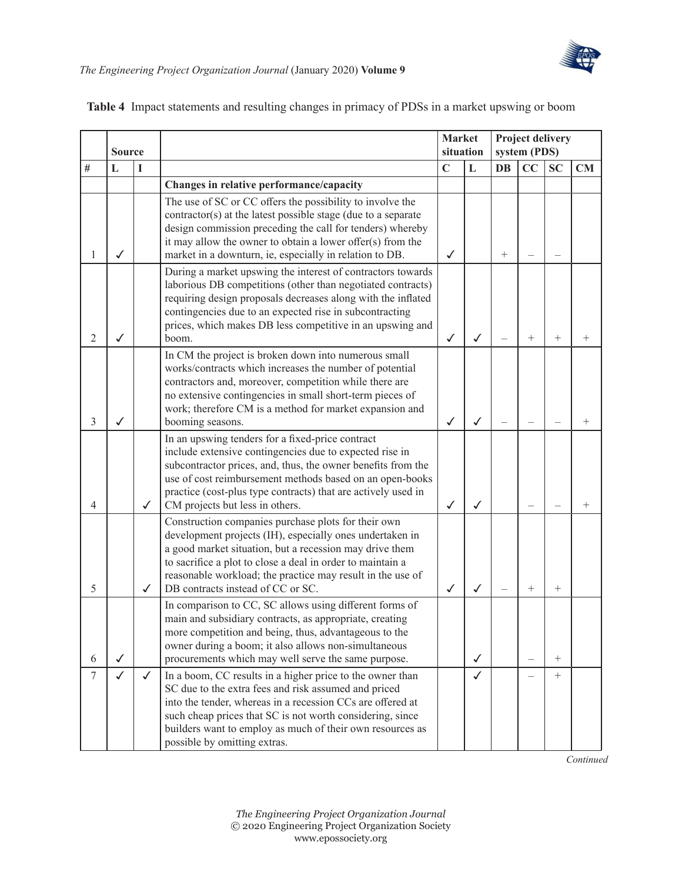**Table 4** Impact statements and resulting changes in primacy of PDSs in a market upswing or boom

| | Source | | | Market situation | | Project delivery system (PDS) | | | |
|---|---|---|---|---|---|---|---|---|---|
| # | L | I | | C | L | DB | CC | SC | CM |
| | | | **Changes in relative performance/capacity** | | | | | | |
| 1 | ✓ | | The use of SC or CC offers the possibility to involve the contractor(s) at the latest possible stage (due to a separate design commission preceding the call for tenders) whereby it may allow the owner to obtain a lower offer(s) from the market in a downturn, ie, especially in relation to DB. | ✓ | | + | – | – | |
| 2 | ✓ | | During a market upswing the interest of contractors towards laborious DB competitions (other than negotiated contracts) requiring design proposals decreases along with the inflated contingencies due to an expected rise in subcontracting prices, which makes DB less competitive in an upswing and boom. | ✓ | ✓ | – | + | + | + |
| 3 | ✓ | | In CM the project is broken down into numerous small works/contracts which increases the number of potential contractors and, moreover, competition while there are no extensive contingencies in small short-term pieces of work; therefore CM is a method for market expansion and booming seasons. | ✓ | ✓ | – | – | – | + |
| 4 | | ✓ | In an upswing tenders for a fixed-price contract include extensive contingencies due to expected rise in subcontractor prices, and, thus, the owner benefits from the use of cost reimbursement methods based on an open-books practice (cost-plus type contracts) that are actively used in CM projects but less in others. | ✓ | ✓ | | – | – | + |
| 5 | | ✓ | Construction companies purchase plots for their own development projects (IH), especially ones undertaken in a good market situation, but a recession may drive them to sacrifice a plot to close a deal in order to maintain a reasonable workload; the practice may result in the use of DB contracts instead of CC or SC. | ✓ | ✓ | – | + | + | |
| 6 | ✓ | | In comparison to CC, SC allows using different forms of main and subsidiary contracts, as appropriate, creating more competition and being, thus, advantageous to the owner during a boom; it also allows non-simultaneous procurements which may well serve the same purpose. | | ✓ | | – | + | |
| 7 | ✓ | ✓ | In a boom, CC results in a higher price to the owner than SC due to the extra fees and risk assumed and priced into the tender, whereas in a recession CCs are offered at such cheap prices that SC is not worth considering, since builders want to employ as much of their own resources as possible by omitting extras. | | ✓ | | – | + | |

*Continued*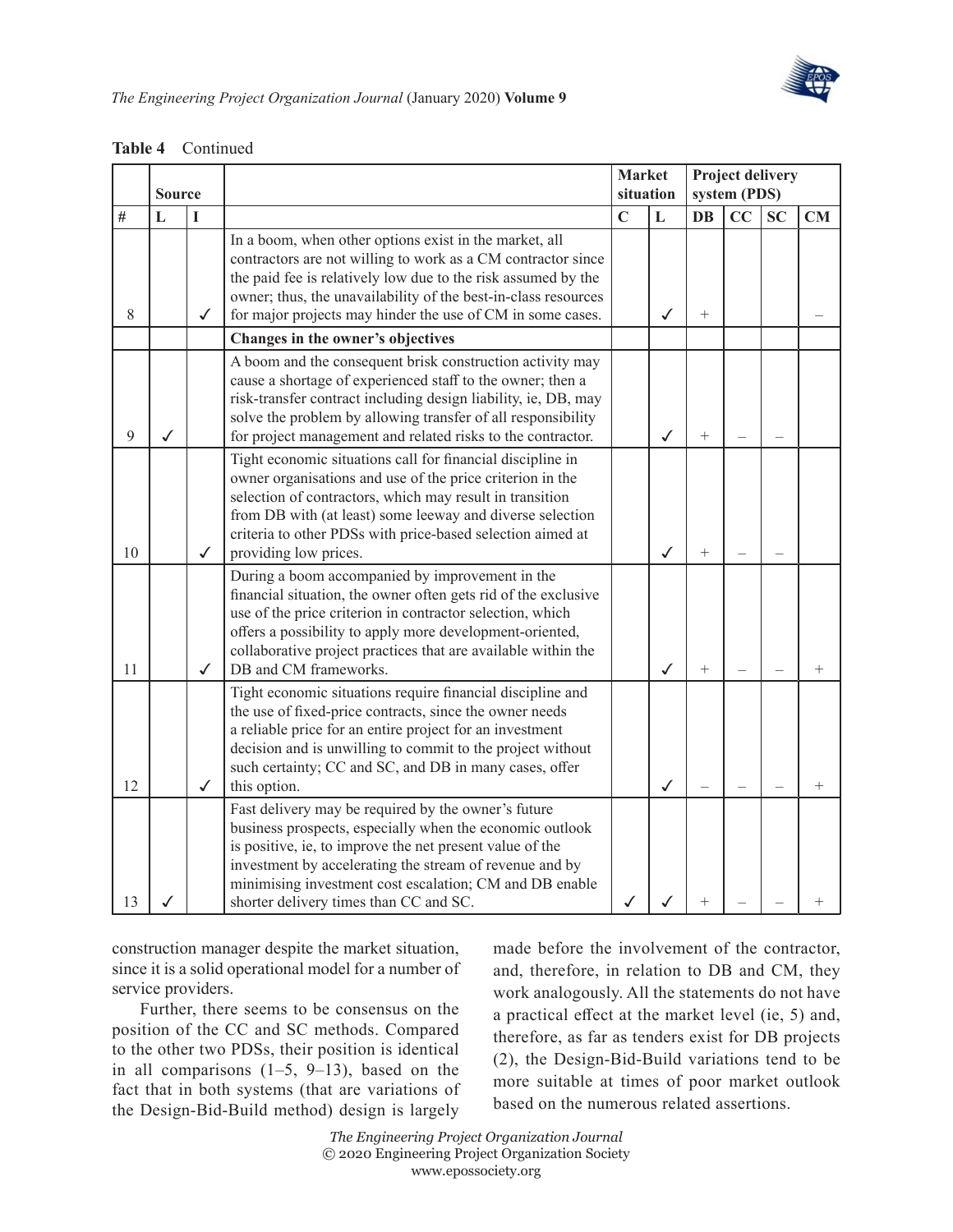**Table 4** Continued

| | Source | | | Market situation | | Project delivery system (PDS) | | | |
|---|---|---|---|---|---|---|---|---|---|
| # | L | I | | C | L | DB | CC | SC | CM |
| 8 | | ✓ | In a boom, when other options exist in the market, all contractors are not willing to work as a CM contractor since the paid fee is relatively low due to the risk assumed by the owner; thus, the unavailability of the best-in-class resources for major projects may hinder the use of CM in some cases. | | ✓ | + | | | – |
| | | | **Changes in the owner's objectives** | | | | | | |
| 9 | ✓ | | A boom and the consequent brisk construction activity may cause a shortage of experienced staff to the owner; then a risk-transfer contract including design liability, ie, DB, may solve the problem by allowing transfer of all responsibility for project management and related risks to the contractor. | | ✓ | + | – | – | |
| 10 | | ✓ | Tight economic situations call for financial discipline in owner organisations and use of the price criterion in the selection of contractors, which may result in transition from DB with (at least) some leeway and diverse selection criteria to other PDSs with price-based selection aimed at providing low prices. | | ✓ | + | – | – | |
| 11 | | ✓ | During a boom accompanied by improvement in the financial situation, the owner often gets rid of the exclusive use of the price criterion in contractor selection, which offers a possibility to apply more development-oriented, collaborative project practices that are available within the DB and CM frameworks. | | ✓ | + | – | – | + |
| 12 | | ✓ | Tight economic situations require financial discipline and the use of fixed-price contracts, since the owner needs a reliable price for an entire project for an investment decision and is unwilling to commit to the project without such certainty; CC and SC, and DB in many cases, offer this option. | | ✓ | – | – | – | + |
| 13 | ✓ | | Fast delivery may be required by the owner's future business prospects, especially when the economic outlook is positive, ie, to improve the net present value of the investment by accelerating the stream of revenue and by minimising investment cost escalation; CM and DB enable shorter delivery times than CC and SC. | ✓ | ✓ | + | – | – | + |

construction manager despite the market situation, since it is a solid operational model for a number of service providers.

Further, there seems to be consensus on the position of the CC and SC methods. Compared to the other two PDSs, their position is identical in all comparisons (1–5, 9–13), based on the fact that in both systems (that are variations of the Design-Bid-Build method) design is largely made before the involvement of the contractor, and, therefore, in relation to DB and CM, they work analogously. All the statements do not have a practical effect at the market level (ie, 5) and, therefore, as far as tenders exist for DB projects (2), the Design-Bid-Build variations tend to be more suitable at times of poor market outlook based on the numerous related assertions.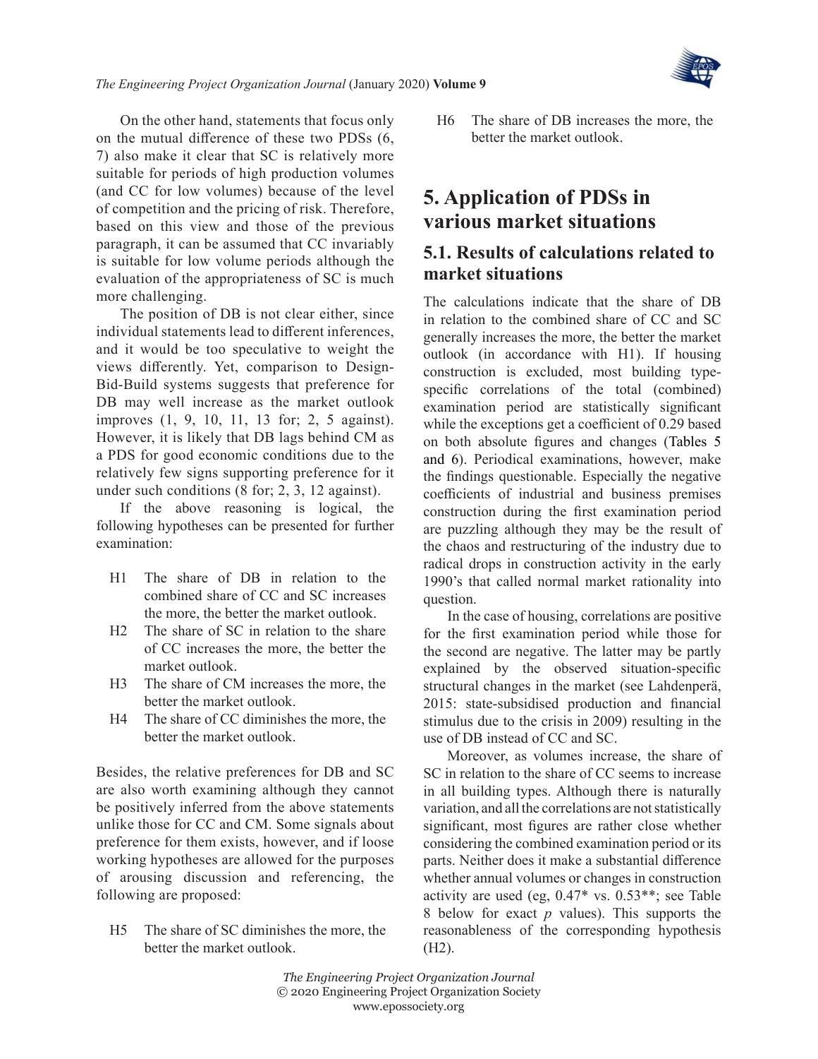On the other hand, statements that focus only on the mutual difference of these two PDSs (6, 7) also make it clear that SC is relatively more suitable for periods of high production volumes (and CC for low volumes) because of the level of competition and the pricing of risk. Therefore, based on this view and those of the previous paragraph, it can be assumed that CC invariably is suitable for low volume periods although the evaluation of the appropriateness of SC is much more challenging.

The position of DB is not clear either, since individual statements lead to different inferences, and it would be too speculative to weight the views differently. Yet, comparison to Design-Bid-Build systems suggests that preference for DB may well increase as the market outlook improves (1, 9, 10, 11, 13 for; 2, 5 against). However, it is likely that DB lags behind CM as a PDS for good economic conditions due to the relatively few signs supporting preference for it under such conditions (8 for; 2, 3, 12 against).

If the above reasoning is logical, the following hypotheses can be presented for further examination:

- H1 The share of DB in relation to the combined share of CC and SC increases the more, the better the market outlook.
- H2 The share of SC in relation to the share of CC increases the more, the better the market outlook.
- H3 The share of CM increases the more, the better the market outlook.
- H4 The share of CC diminishes the more, the better the market outlook.

Besides, the relative preferences for DB and SC are also worth examining although they cannot be positively inferred from the above statements unlike those for CC and CM. Some signals about preference for them exists, however, and if loose working hypotheses are allowed for the purposes of arousing discussion and referencing, the following are proposed:

- H5 The share of SC diminishes the more, the better the market outlook.
- H6 The share of DB increases the more, the better the market outlook.

# 5. Application of PDSs in various market situations

## 5.1. Results of calculations related to market situations

The calculations indicate that the share of DB in relation to the combined share of CC and SC generally increases the more, the better the market outlook (in accordance with H1). If housing construction is excluded, most building type-specific correlations of the total (combined) examination period are statistically significant while the exceptions get a coefficient of 0.29 based on both absolute figures and changes (Tables 5 and 6). Periodical examinations, however, make the findings questionable. Especially the negative coefficients of industrial and business premises construction during the first examination period are puzzling although they may be the result of the chaos and restructuring of the industry due to radical drops in construction activity in the early 1990's that called normal market rationality into question.

In the case of housing, correlations are positive for the first examination period while those for the second are negative. The latter may be partly explained by the observed situation-specific structural changes in the market (see Lahdenperä, 2015: state-subsidised production and financial stimulus due to the crisis in 2009) resulting in the use of DB instead of CC and SC.

Moreover, as volumes increase, the share of SC in relation to the share of CC seems to increase in all building types. Although there is naturally variation, and all the correlations are not statistically significant, most figures are rather close whether considering the combined examination period or its parts. Neither does it make a substantial difference whether annual volumes or changes in construction activity are used (eg, 0.47* vs. 0.53**; see Table 8 below for exact $p$ values). This supports the reasonableness of the corresponding hypothesis (H2).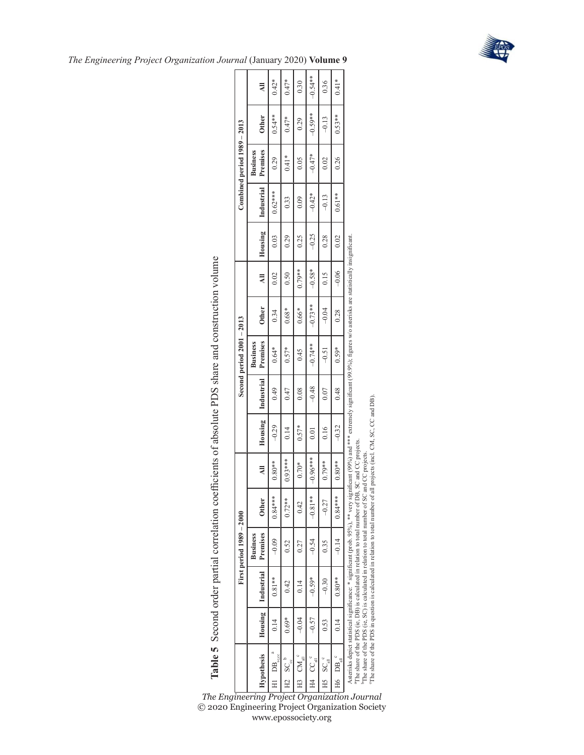**Table 5** Second order partial correlation coefficients of absolute PDS share and construction volume

| Hypothesis | First period 1989 – 2000 | | | | | Second period 2001 – 2013 | | | | | Combined period 1989 – 2013 | | | | |
|---|---|---|---|---|---|---|---|---|---|---|---|---|---|---|---|
| | Housing | Industrial | Business Premises | Other | All | Housing | Industrial | Business Premises | Other | All | Housing | Industrial | Business Premises | Other | All |
| H1 $DB_{sccc}$ [a] | 0.14 | 0.81** | −0.09 | 0.84*** | 0.80** | −0.29 | 0.49 | 0.64* | 0.34 | 0.02 | 0.03 | 0.62*** | 0.29 | 0.54** | 0.42* |
| H2 $SC_{cc}$ [b] | 0.69* | 0.42 | 0.52 | 0.72** | 0.93*** | 0.14 | 0.47 | 0.57* | 0.68* | 0.50 | 0.29 | 0.33 | 0.41* | 0.47* | 0.47* |
| H3 $CM_{all}$ [c] | −0.04 | 0.14 | 0.27 | 0.42 | 0.70* | 0.57* | 0.08 | 0.45 | 0.66* | 0.79** | 0.25 | 0.09 | 0.05 | 0.29 | 0.30 |
| H4 $CC_{all}$ [c] | −0.57 | −0.59* | −0.54 | −0.81** | −0.96*** | 0.01 | −0.48 | −0.74** | −0.73** | −0.58* | −0.25 | −0.42* | −0.47* | −0.59** | −0.54** |
| H5 $SC_{all}$ [c] | 0.53 | −0.30 | 0.35 | −0.27 | 0.79** | 0.16 | 0.07 | −0.51 | −0.04 | 0.15 | 0.28 | −0.13 | 0.02 | −0.13 | 0.36 |
| H6 $DB_{all}$ [c] | 0.14 | 0.80** | −0.14 | 0.84*** | 0.80** | −0.32 | 0.48 | 0.59* | 0.28 | −0.06 | 0.02 | 0.61** | 0.26 | 0.53** | 0.41* |

Asterisks depict statistical significance: * significant (prob. 95%), ** very significant (99%) and *** extremely significant (99.9%), figures w/o asterisks are statistically insignificant.
[a]The share of the PDS (ie. DB) is calculated in relation to total number of DB, SC and CC projects.
[b]The share of the PDS (ie. SC) is calculated in relation to total number of SC and CC projects.
[c]The share of the PDS in question is calculated in relation to total number of all projects (incl. CM, SC, CC and DB).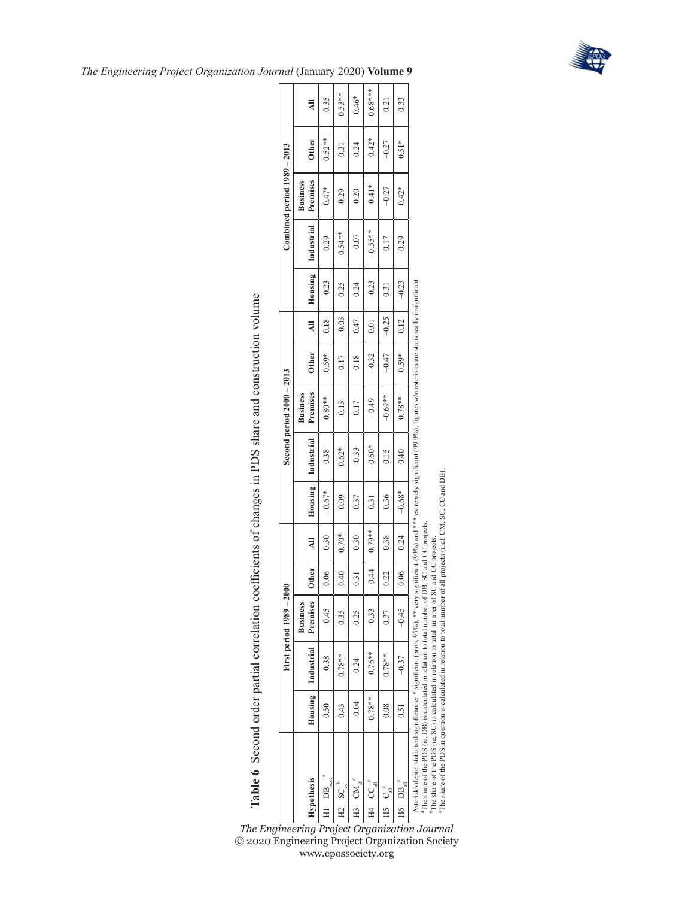**Table 6** Second order partial correlation coefficients of changes in PDS share and construction volume

| Hypothesis | First period 1989 – 2000 | | | | | Second period 2000 – 2013 | | | | | Combined period 1989 – 2013 | | | | |
|---|---|---|---|---|---|---|---|---|---|---|---|---|---|---|---|
| | Housing | Industrial | Business Premises | Other | All | Housing | Industrial | Business Premises | Other | All | Housing | Industrial | Business Premises | Other | All |
| H1 $DB_{sccc}$ [a] | 0.50 | −0.38 | −0.45 | 0.06 | 0.30 | −0.67* | 0.38 | 0.80** | 0.59* | 0.18 | −0.23 | 0.29 | 0.47* | 0.52** | 0.35 |
| H2 $SC_{cc}$ [b] | 0.43 | 0.78** | 0.35 | 0.40 | 0.70* | 0.09 | 0.62* | 0.13 | 0.17 | −0.03 | 0.25 | 0.54** | 0.29 | 0.31 | 0.53** |
| H3 $CM_{all}$ [c] | −0.04 | 0.24 | 0.25 | 0.31 | 0.30 | 0.37 | −0.33 | 0.17 | 0.18 | 0.47 | 0.24 | −0.07 | 0.20 | 0.24 | 0.46* |
| H4 $CC_{all}$ [c] | −0.78** | −0.76** | −0.33 | −0.44 | −0.79** | 0.31 | −0.60* | −0.49 | −0.32 | 0.01 | −0.23 | −0.55** | −0.41* | −0.42* | −0.68*** |
| H5 $C_{all}$ [c] | 0.08 | 0.78** | 0.37 | 0.22 | 0.38 | 0.36 | 0.15 | −0.69** | −0.47 | −0.25 | 0.31 | 0.17 | −0.27 | −0.27 | 0.21 |
| H6 $DB_{all}$ [c] | 0.51 | −0.37 | −0.45 | 0.06 | 0.24 | −0.68* | 0.40 | 0.78** | 0.59* | 0.12 | −0.23 | 0.29 | 0.42* | 0.51* | 0.33 |

Asterisks depict statistical significance: * significant (prob. 95%), ** very significant (99%) and *** extremely significant (99.9%); figures w/o asterisks are statistically insignificant.
[a]The share of the PDS (ie, DB) is calculated in relation to total number of DB, SC and CC projects.
[b]The share of the PDS (ie, SC) is calculated in relation to total number of SC and CC projects.
[c]The share of the PDS in question is calculated in relation to total number of all projects (incl. CM, SC, CC and DB).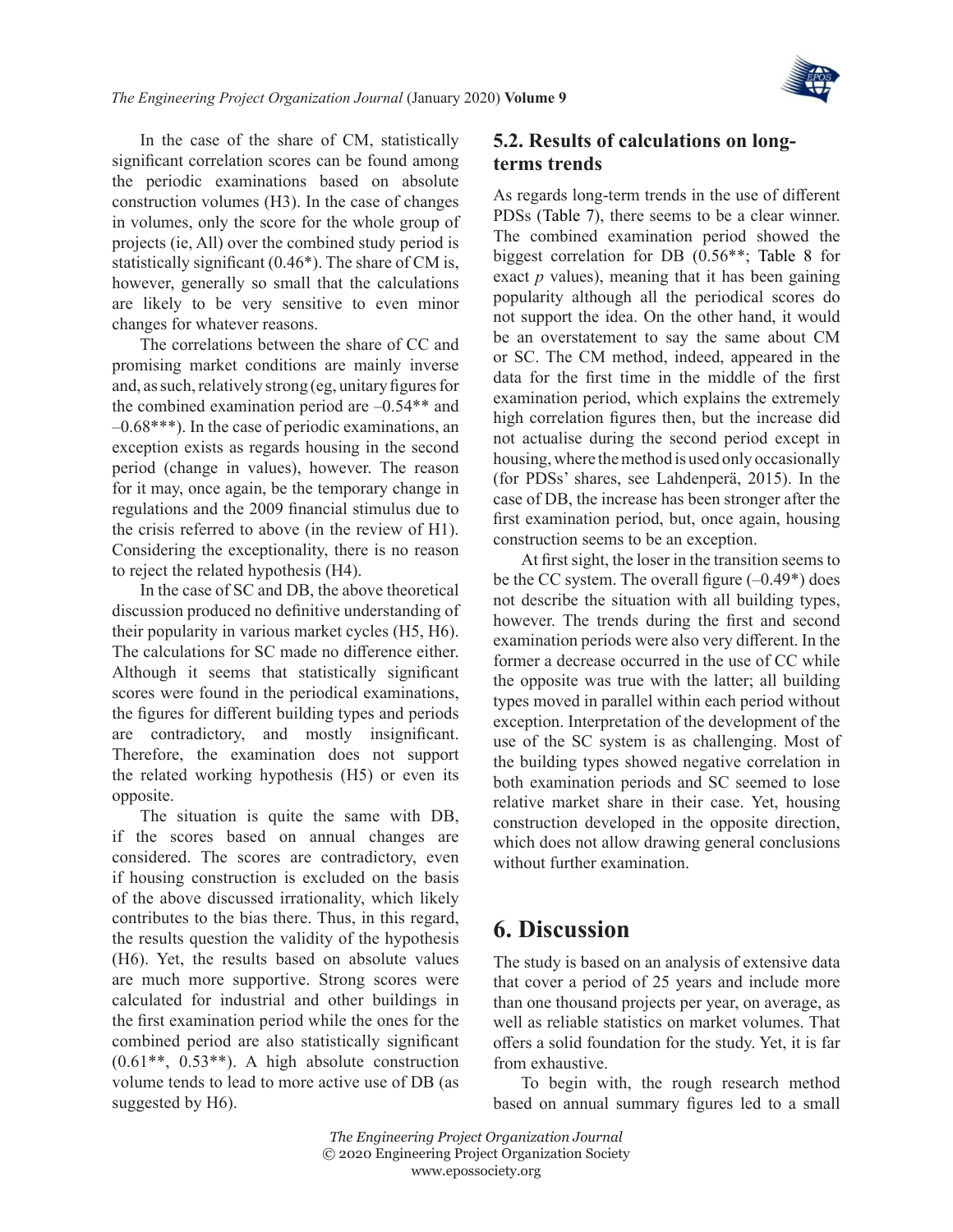In the case of the share of CM, statistically significant correlation scores can be found among the periodic examinations based on absolute construction volumes (H3). In the case of changes in volumes, only the score for the whole group of projects (ie, All) over the combined study period is statistically significant (0.46*). The share of CM is, however, generally so small that the calculations are likely to be very sensitive to even minor changes for whatever reasons.

The correlations between the share of CC and promising market conditions are mainly inverse and, as such, relatively strong (eg, unitary figures for the combined examination period are –0.54** and –0.68***). In the case of periodic examinations, an exception exists as regards housing in the second period (change in values), however. The reason for it may, once again, be the temporary change in regulations and the 2009 financial stimulus due to the crisis referred to above (in the review of H1). Considering the exceptionality, there is no reason to reject the related hypothesis (H4).

In the case of SC and DB, the above theoretical discussion produced no definitive understanding of their popularity in various market cycles (H5, H6). The calculations for SC made no difference either. Although it seems that statistically significant scores were found in the periodical examinations, the figures for different building types and periods are contradictory, and mostly insignificant. Therefore, the examination does not support the related working hypothesis (H5) or even its opposite.

The situation is quite the same with DB, if the scores based on annual changes are considered. The scores are contradictory, even if housing construction is excluded on the basis of the above discussed irrationality, which likely contributes to the bias there. Thus, in this regard, the results question the validity of the hypothesis (H6). Yet, the results based on absolute values are much more supportive. Strong scores were calculated for industrial and other buildings in the first examination period while the ones for the combined period are also statistically significant (0.61**, 0.53**). A high absolute construction volume tends to lead to more active use of DB (as suggested by H6).

## 5.2. Results of calculations on long-terms trends

As regards long-term trends in the use of different PDSs (Table 7), there seems to be a clear winner. The combined examination period showed the biggest correlation for DB (0.56**; Table 8 for exact *p* values), meaning that it has been gaining popularity although all the periodical scores do not support the idea. On the other hand, it would be an overstatement to say the same about CM or SC. The CM method, indeed, appeared in the data for the first time in the middle of the first examination period, which explains the extremely high correlation figures then, but the increase did not actualise during the second period except in housing, where the method is used only occasionally (for PDSs' shares, see Lahdenperä, 2015). In the case of DB, the increase has been stronger after the first examination period, but, once again, housing construction seems to be an exception.

At first sight, the loser in the transition seems to be the CC system. The overall figure (–0.49*) does not describe the situation with all building types, however. The trends during the first and second examination periods were also very different. In the former a decrease occurred in the use of CC while the opposite was true with the latter; all building types moved in parallel within each period without exception. Interpretation of the development of the use of the SC system is as challenging. Most of the building types showed negative correlation in both examination periods and SC seemed to lose relative market share in their case. Yet, housing construction developed in the opposite direction, which does not allow drawing general conclusions without further examination.

# 6. Discussion

The study is based on an analysis of extensive data that cover a period of 25 years and include more than one thousand projects per year, on average, as well as reliable statistics on market volumes. That offers a solid foundation for the study. Yet, it is far from exhaustive.

To begin with, the rough research method based on annual summary figures led to a small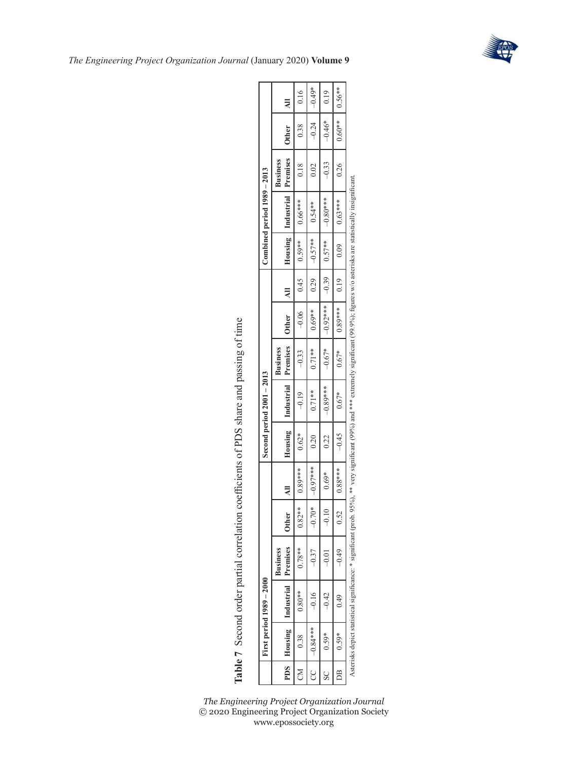**Table 7** Second order partial correlation coefficients of PDS share and passing of time

| PDS | First period 1989 – 2000 | | | | | Second period 2001 – 2013 | | | | | Combined period 1989 – 2013 | | | | |
|---|---|---|---|---|---|---|---|---|---|---|---|---|---|---|---|
| | Housing | Industrial | Business Premises | Other | All | Housing | Industrial | Business Premises | Other | All | Housing | Industrial | Business Premises | Other | All |
| CM | 0.38 | 0.80** | 0.78** | 0.82** | 0.89*** | 0.62* | −0.19 | −0.33 | −0.06 | 0.45 | 0.59** | 0.66*** | 0.18 | 0.38 | 0.16 |
| CC | −0.84*** | −0.16 | −0.37 | −0.70* | −0.97*** | 0.20 | 0.71** | 0.71** | 0.69** | 0.29 | −0.57** | 0.54** | 0.02 | −0.24 | −0.49* |
| SC | 0.59* | −0.42 | −0.01 | −0.10 | 0.69* | 0.22 | −0.89*** | −0.67* | −0.92*** | −0.39 | 0.57** | −0.80*** | −0.33 | −0.46* | 0.19 |
| DB | 0.59* | 0.49 | −0.49 | 0.52 | 0.88*** | −0.45 | 0.67* | 0.67* | 0.89*** | 0.19 | 0.09 | 0.63*** | 0.26 | 0.60** | 0.56** |

Asterisks depict statistical significance: * significant (prob. 95%), ** very significant (99%) and *** extremely significant (99.9%); figures w/o asterisks are statistically insignificant.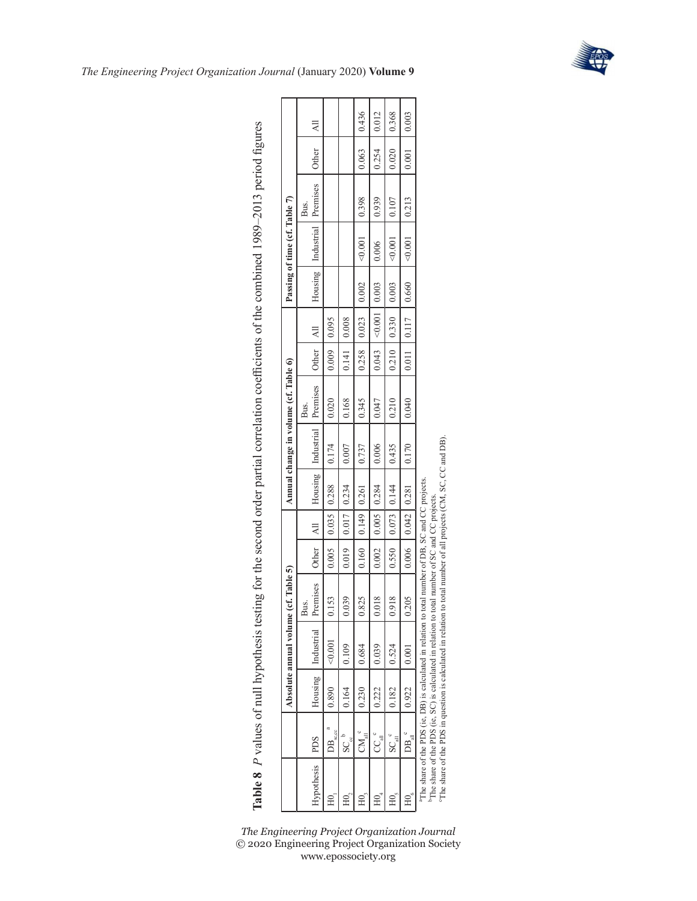**Table 8** *P* values of null hypothesis testing for the second order partial correlation coefficients of the combined 1989–2013 period figures

| Hypothesis | PDS | Absolute annual volume (cf. Table 5) | | | | | Annual change in volume (cf. Table 6) | | | | | Passing of time (cf. Table 7) | | | | |
|---|---|---|---|---|---|---|---|---|---|---|---|---|---|---|---|---|
| | | Housing | Industrial | Bus. Premises | Other | All | Housing | Industrial | Bus. Premises | Other | All | Housing | Industrial | Bus. Premises | Other | All |
| $HO_1$ | $DB_{sc,cc}$ [a] | 0.890 | <0.001 | 0.153 | 0.005 | 0.035 | 0.288 | 0.174 | 0.020 | 0.009 | 0.095 | | | | | |
| $HO_2$ | $SC_{cc}$ [b] | 0.164 | 0.109 | 0.039 | 0.019 | 0.017 | 0.234 | 0.007 | 0.168 | 0.141 | 0.008 | | | | | |
| $HO_3$ | $CM_{all}$ [c] | 0.230 | 0.684 | 0.825 | 0.160 | 0.149 | 0.261 | 0.737 | 0.345 | 0.258 | 0.023 | 0.002 | <0.001 | 0.398 | 0.063 | 0.436 |
| $HO_4$ | $CC_{all}$ [c] | 0.222 | 0.039 | 0.018 | 0.002 | 0.005 | 0.284 | 0.006 | 0.047 | 0.043 | <0.001 | 0.003 | 0.006 | 0.939 | 0.254 | 0.012 |
| $HO_5$ | $SC_{all}$ [c] | 0.182 | 0.524 | 0.918 | 0.550 | 0.073 | 0.144 | 0.435 | 0.210 | 0.210 | 0.330 | 0.003 | <0.001 | 0.107 | 0.020 | 0.368 |
| $HO_6$ | $DB_{all}$ [c] | 0.922 | 0.001 | 0.205 | 0.006 | 0.042 | 0.281 | 0.170 | 0.040 | 0.011 | 0.117 | 0.660 | <0.001 | 0.213 | 0.001 | 0.003 |

[a]The share of the PDS (ie, DB) is calculated in relation to total number of DB, SC and CC projects.
[b]The share of the PDS (ie, SC) is calculated in relation to total number of SC and CC projects.
[c]The share of the PDS in question is calculated in relation to total number of all projects (CM, SC, CC and DB).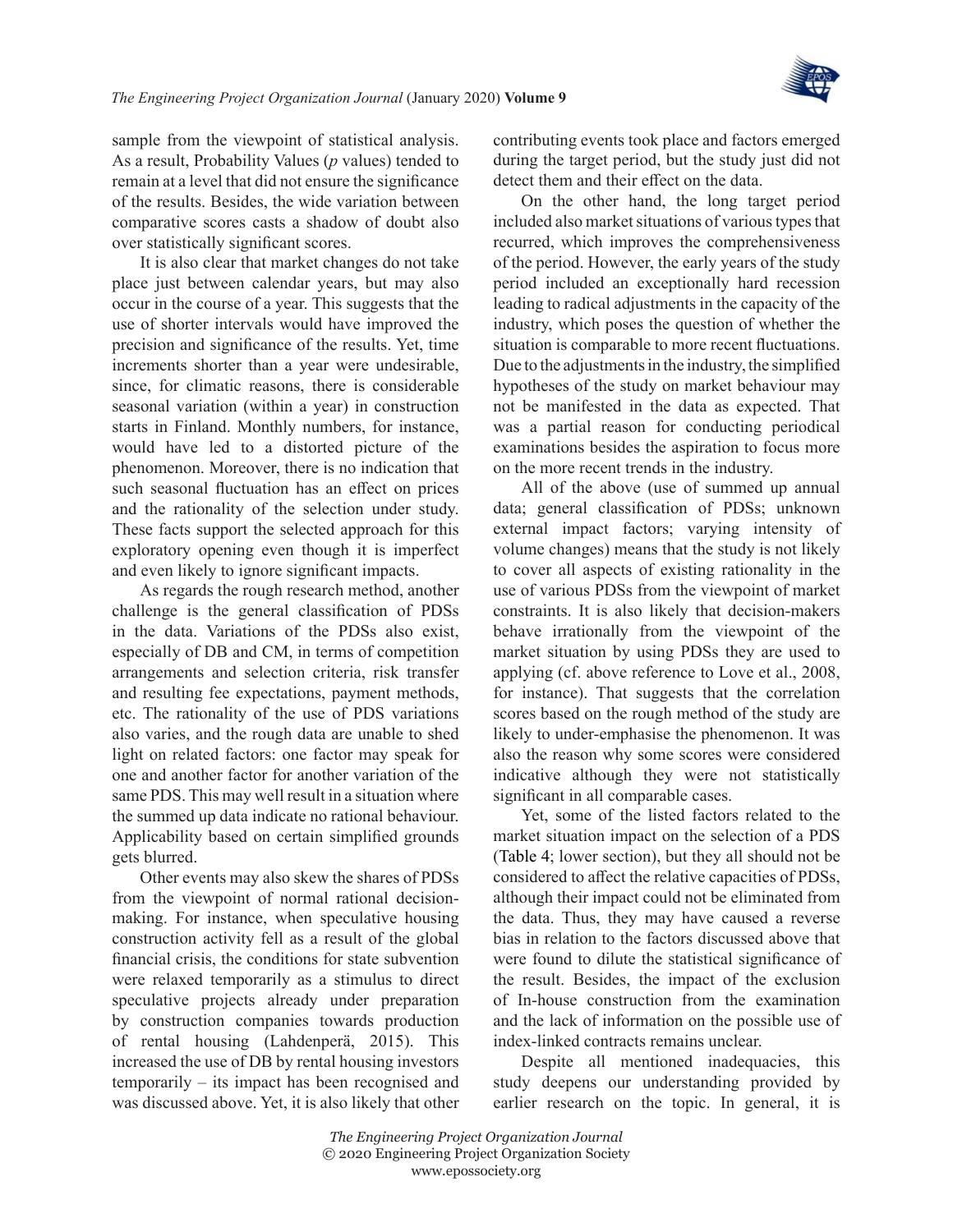sample from the viewpoint of statistical analysis. As a result, Probability Values (*p* values) tended to remain at a level that did not ensure the significance of the results. Besides, the wide variation between comparative scores casts a shadow of doubt also over statistically significant scores.

It is also clear that market changes do not take place just between calendar years, but may also occur in the course of a year. This suggests that the use of shorter intervals would have improved the precision and significance of the results. Yet, time increments shorter than a year were undesirable, since, for climatic reasons, there is considerable seasonal variation (within a year) in construction starts in Finland. Monthly numbers, for instance, would have led to a distorted picture of the phenomenon. Moreover, there is no indication that such seasonal fluctuation has an effect on prices and the rationality of the selection under study. These facts support the selected approach for this exploratory opening even though it is imperfect and even likely to ignore significant impacts.

As regards the rough research method, another challenge is the general classification of PDSs in the data. Variations of the PDSs also exist, especially of DB and CM, in terms of competition arrangements and selection criteria, risk transfer and resulting fee expectations, payment methods, etc. The rationality of the use of PDS variations also varies, and the rough data are unable to shed light on related factors: one factor may speak for one and another factor for another variation of the same PDS. This may well result in a situation where the summed up data indicate no rational behaviour. Applicability based on certain simplified grounds gets blurred.

Other events may also skew the shares of PDSs from the viewpoint of normal rational decision-making. For instance, when speculative housing construction activity fell as a result of the global financial crisis, the conditions for state subvention were relaxed temporarily as a stimulus to direct speculative projects already under preparation by construction companies towards production of rental housing (Lahdenperä, 2015). This increased the use of DB by rental housing investors temporarily – its impact has been recognised and was discussed above. Yet, it is also likely that other contributing events took place and factors emerged during the target period, but the study just did not detect them and their effect on the data.

On the other hand, the long target period included also market situations of various types that recurred, which improves the comprehensiveness of the period. However, the early years of the study period included an exceptionally hard recession leading to radical adjustments in the capacity of the industry, which poses the question of whether the situation is comparable to more recent fluctuations. Due to the adjustments in the industry, the simplified hypotheses of the study on market behaviour may not be manifested in the data as expected. That was a partial reason for conducting periodical examinations besides the aspiration to focus more on the more recent trends in the industry.

All of the above (use of summed up annual data; general classification of PDSs; unknown external impact factors; varying intensity of volume changes) means that the study is not likely to cover all aspects of existing rationality in the use of various PDSs from the viewpoint of market constraints. It is also likely that decision-makers behave irrationally from the viewpoint of the market situation by using PDSs they are used to applying (cf. above reference to Love et al., 2008, for instance). That suggests that the correlation scores based on the rough method of the study are likely to under-emphasise the phenomenon. It was also the reason why some scores were considered indicative although they were not statistically significant in all comparable cases.

Yet, some of the listed factors related to the market situation impact on the selection of a PDS (Table 4; lower section), but they all should not be considered to affect the relative capacities of PDSs, although their impact could not be eliminated from the data. Thus, they may have caused a reverse bias in relation to the factors discussed above that were found to dilute the statistical significance of the result. Besides, the impact of the exclusion of In-house construction from the examination and the lack of information on the possible use of index-linked contracts remains unclear.

Despite all mentioned inadequacies, this study deepens our understanding provided by earlier research on the topic. In general, it is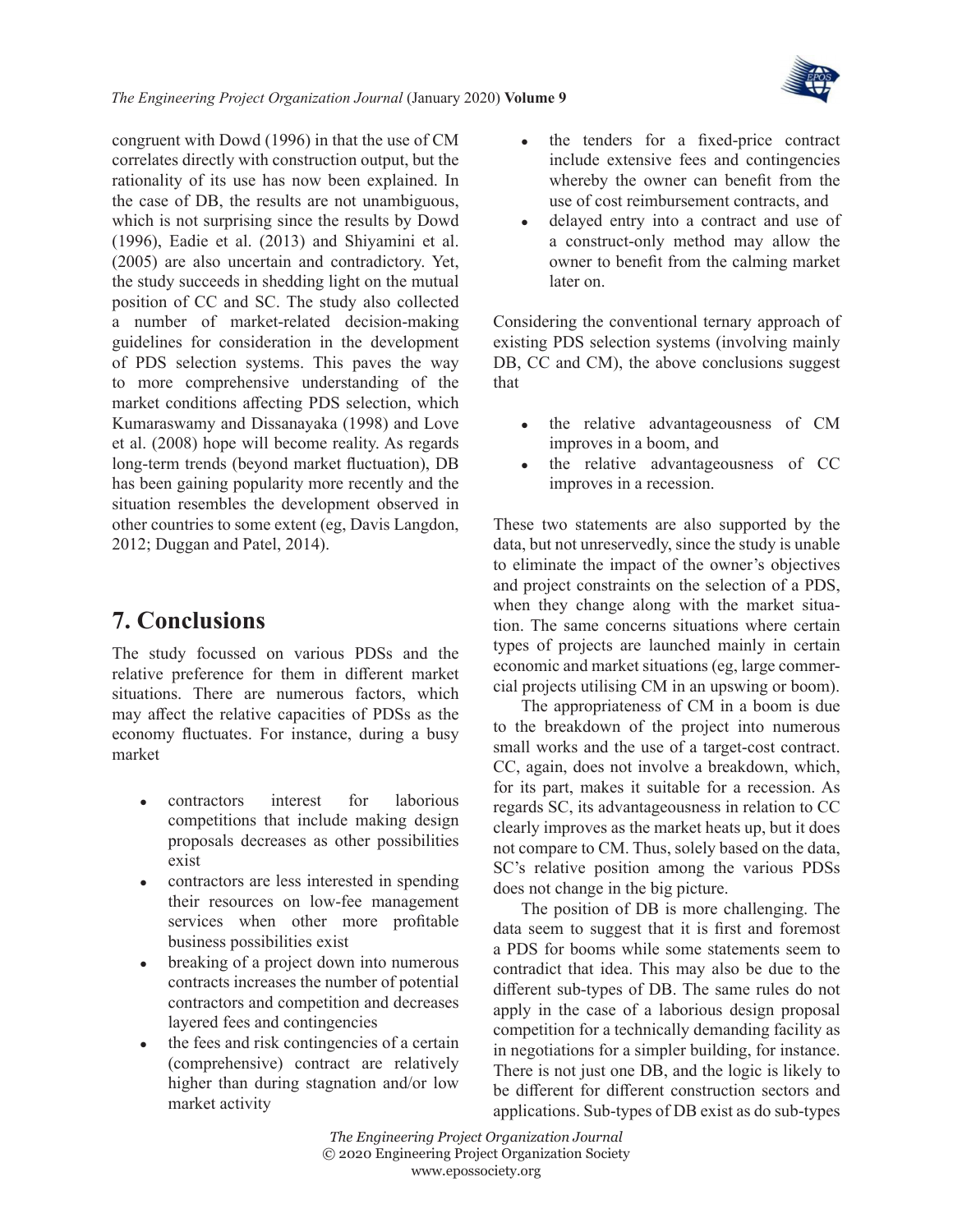congruent with Dowd (1996) in that the use of CM correlates directly with construction output, but the rationality of its use has now been explained. In the case of DB, the results are not unambiguous, which is not surprising since the results by Dowd (1996), Eadie et al. (2013) and Shiyamini et al. (2005) are also uncertain and contradictory. Yet, the study succeeds in shedding light on the mutual position of CC and SC. The study also collected a number of market-related decision-making guidelines for consideration in the development of PDS selection systems. This paves the way to more comprehensive understanding of the market conditions affecting PDS selection, which Kumaraswamy and Dissanayaka (1998) and Love et al. (2008) hope will become reality. As regards long-term trends (beyond market fluctuation), DB has been gaining popularity more recently and the situation resembles the development observed in other countries to some extent (eg, Davis Langdon, 2012; Duggan and Patel, 2014).

## 7. Conclusions

The study focussed on various PDSs and the relative preference for them in different market situations. There are numerous factors, which may affect the relative capacities of PDSs as the economy fluctuates. For instance, during a busy market

- contractors interest for laborious competitions that include making design proposals decreases as other possibilities exist
- contractors are less interested in spending their resources on low-fee management services when other more profitable business possibilities exist
- breaking of a project down into numerous contracts increases the number of potential contractors and competition and decreases layered fees and contingencies
- the fees and risk contingencies of a certain (comprehensive) contract are relatively higher than during stagnation and/or low market activity
- the tenders for a fixed-price contract include extensive fees and contingencies whereby the owner can benefit from the use of cost reimbursement contracts, and
- delayed entry into a contract and use of a construct-only method may allow the owner to benefit from the calming market later on.

Considering the conventional ternary approach of existing PDS selection systems (involving mainly DB, CC and CM), the above conclusions suggest that

- the relative advantageousness of CM improves in a boom, and
- the relative advantageousness of CC improves in a recession.

These two statements are also supported by the data, but not unreservedly, since the study is unable to eliminate the impact of the owner's objectives and project constraints on the selection of a PDS, when they change along with the market situation. The same concerns situations where certain types of projects are launched mainly in certain economic and market situations (eg, large commercial projects utilising CM in an upswing or boom).

The appropriateness of CM in a boom is due to the breakdown of the project into numerous small works and the use of a target-cost contract. CC, again, does not involve a breakdown, which, for its part, makes it suitable for a recession. As regards SC, its advantageousness in relation to CC clearly improves as the market heats up, but it does not compare to CM. Thus, solely based on the data, SC's relative position among the various PDSs does not change in the big picture.

The position of DB is more challenging. The data seem to suggest that it is first and foremost a PDS for booms while some statements seem to contradict that idea. This may also be due to the different sub-types of DB. The same rules do not apply in the case of a laborious design proposal competition for a technically demanding facility as in negotiations for a simpler building, for instance. There is not just one DB, and the logic is likely to be different for different construction sectors and applications. Sub-types of DB exist as do sub-types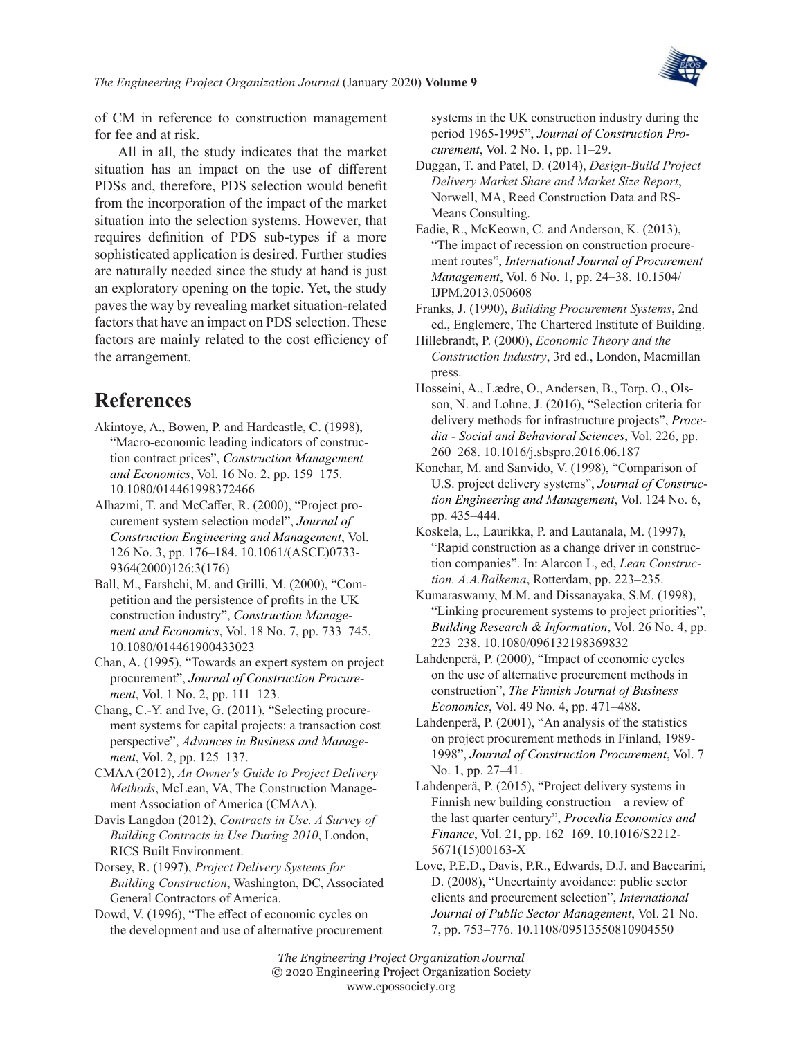of CM in reference to construction management for fee and at risk.

All in all, the study indicates that the market situation has an impact on the use of different PDSs and, therefore, PDS selection would benefit from the incorporation of the impact of the market situation into the selection systems. However, that requires definition of PDS sub-types if a more sophisticated application is desired. Further studies are naturally needed since the study at hand is just an exploratory opening on the topic. Yet, the study paves the way by revealing market situation-related factors that have an impact on PDS selection. These factors are mainly related to the cost efficiency of the arrangement.

# References

Akintoye, A., Bowen, P. and Hardcastle, C. (1998), "Macro-economic leading indicators of construction contract prices", *Construction Management and Economics*, Vol. 16 No. 2, pp. 159–175. 10.1080/014461998372466

Alhazmi, T. and McCaffer, R. (2000), "Project procurement system selection model", *Journal of Construction Engineering and Management*, Vol. 126 No. 3, pp. 176–184. 10.1061/(ASCE)0733-9364(2000)126:3(176)

Ball, M., Farshchi, M. and Grilli, M. (2000), "Competition and the persistence of profits in the UK construction industry", *Construction Management and Economics*, Vol. 18 No. 7, pp. 733–745. 10.1080/014461900433023

Chan, A. (1995), "Towards an expert system on project procurement", *Journal of Construction Procurement*, Vol. 1 No. 2, pp. 111–123.

Chang, C.-Y. and Ive, G. (2011), "Selecting procurement systems for capital projects: a transaction cost perspective", *Advances in Business and Management*, Vol. 2, pp. 125–137.

CMAA (2012), *An Owner's Guide to Project Delivery Methods*, McLean, VA, The Construction Management Association of America (CMAA).

Davis Langdon (2012), *Contracts in Use. A Survey of Building Contracts in Use During 2010*, London, RICS Built Environment.

Dorsey, R. (1997), *Project Delivery Systems for Building Construction*, Washington, DC, Associated General Contractors of America.

Dowd, V. (1996), "The effect of economic cycles on the development and use of alternative procurement systems in the UK construction industry during the period 1965-1995", *Journal of Construction Procurement*, Vol. 2 No. 1, pp. 11–29.

Duggan, T. and Patel, D. (2014), *Design-Build Project Delivery Market Share and Market Size Report*, Norwell, MA, Reed Construction Data and RS-Means Consulting.

Eadie, R., McKeown, C. and Anderson, K. (2013), "The impact of recession on construction procurement routes", *International Journal of Procurement Management*, Vol. 6 No. 1, pp. 24–38. 10.1504/IJPM.2013.050608

Franks, J. (1990), *Building Procurement Systems*, 2nd ed., Englemere, The Chartered Institute of Building.

Hillebrandt, P. (2000), *Economic Theory and the Construction Industry*, 3rd ed., London, Macmillan press.

Hosseini, A., Lædre, O., Andersen, B., Torp, O., Olsson, N. and Lohne, J. (2016), "Selection criteria for delivery methods for infrastructure projects", *Procedia - Social and Behavioral Sciences*, Vol. 226, pp. 260–268. 10.1016/j.sbspro.2016.06.187

Konchar, M. and Sanvido, V. (1998), "Comparison of U.S. project delivery systems", *Journal of Construction Engineering and Management*, Vol. 124 No. 6, pp. 435–444.

Koskela, L., Laurikka, P. and Lautanala, M. (1997), "Rapid construction as a change driver in construction companies". In: Alarcon L, ed, *Lean Construction. A.A.Balkema*, Rotterdam, pp. 223–235.

Kumaraswamy, M.M. and Dissanayaka, S.M. (1998), "Linking procurement systems to project priorities", *Building Research & Information*, Vol. 26 No. 4, pp. 223–238. 10.1080/096132198369832

Lahdenperä, P. (2000), "Impact of economic cycles on the use of alternative procurement methods in construction", *The Finnish Journal of Business Economics*, Vol. 49 No. 4, pp. 471–488.

Lahdenperä, P. (2001), "An analysis of the statistics on project procurement methods in Finland, 1989-1998", *Journal of Construction Procurement*, Vol. 7 No. 1, pp. 27–41.

Lahdenperä, P. (2015), "Project delivery systems in Finnish new building construction – a review of the last quarter century", *Procedia Economics and Finance*, Vol. 21, pp. 162–169. 10.1016/S2212-5671(15)00163-X

Love, P.E.D., Davis, P.R., Edwards, D.J. and Baccarini, D. (2008), "Uncertainty avoidance: public sector clients and procurement selection", *International Journal of Public Sector Management*, Vol. 21 No. 7, pp. 753–776. 10.1108/09513550810904550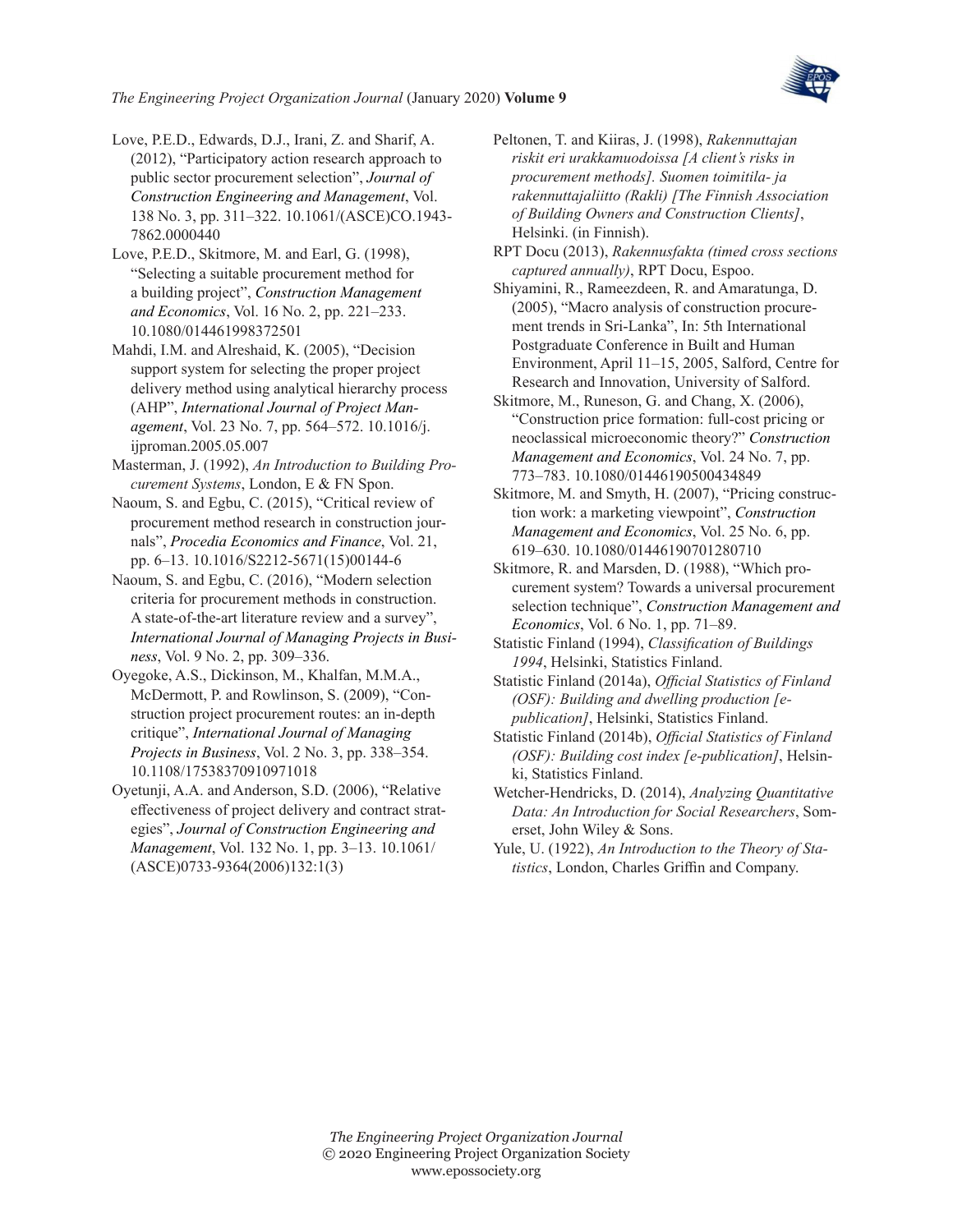Love, P.E.D., Edwards, D.J., Irani, Z. and Sharif, A. (2012), "Participatory action research approach to public sector procurement selection", *Journal of Construction Engineering and Management*, Vol. 138 No. 3, pp. 311–322. 10.1061/(ASCE)CO.1943-7862.0000440

Love, P.E.D., Skitmore, M. and Earl, G. (1998), "Selecting a suitable procurement method for a building project", *Construction Management and Economics*, Vol. 16 No. 2, pp. 221–233. 10.1080/014461998372501

Mahdi, I.M. and Alreshaid, K. (2005), "Decision support system for selecting the proper project delivery method using analytical hierarchy process (AHP", *International Journal of Project Management*, Vol. 23 No. 7, pp. 564–572. 10.1016/j.ijproman.2005.05.007

Masterman, J. (1992), *An Introduction to Building Procurement Systems*, London, E & FN Spon.

Naoum, S. and Egbu, C. (2015), "Critical review of procurement method research in construction journals", *Procedia Economics and Finance*, Vol. 21, pp. 6–13. 10.1016/S2212-5671(15)00144-6

Naoum, S. and Egbu, C. (2016), "Modern selection criteria for procurement methods in construction. A state-of-the-art literature review and a survey", *International Journal of Managing Projects in Business*, Vol. 9 No. 2, pp. 309–336.

Oyegoke, A.S., Dickinson, M., Khalfan, M.M.A., McDermott, P. and Rowlinson, S. (2009), "Construction project procurement routes: an in-depth critique", *International Journal of Managing Projects in Business*, Vol. 2 No. 3, pp. 338–354. 10.1108/17538370910971018

Oyetunji, A.A. and Anderson, S.D. (2006), "Relative effectiveness of project delivery and contract strategies", *Journal of Construction Engineering and Management*, Vol. 132 No. 1, pp. 3–13. 10.1061/(ASCE)0733-9364(2006)132:1(3)

Peltonen, T. and Kiiras, J. (1998), *Rakennuttajan riskit eri urakkamuodoissa [A client's risks in procurement methods]. Suomen toimitila- ja rakennuttajaliitto (Rakli) [The Finnish Association of Building Owners and Construction Clients]*, Helsinki. (in Finnish).

RPT Docu (2013), *Rakennusfakta (timed cross sections captured annually)*, RPT Docu, Espoo.

Shiyamini, R., Rameezdeen, R. and Amaratunga, D. (2005), "Macro analysis of construction procurement trends in Sri-Lanka", In: 5th International Postgraduate Conference in Built and Human Environment, April 11–15, 2005, Salford, Centre for Research and Innovation, University of Salford.

Skitmore, M., Runeson, G. and Chang, X. (2006), "Construction price formation: full-cost pricing or neoclassical microeconomic theory?" *Construction Management and Economics*, Vol. 24 No. 7, pp. 773–783. 10.1080/01446190500434849

Skitmore, M. and Smyth, H. (2007), "Pricing construction work: a marketing viewpoint", *Construction Management and Economics*, Vol. 25 No. 6, pp. 619–630. 10.1080/01446190701280710

Skitmore, R. and Marsden, D. (1988), "Which procurement system? Towards a universal procurement selection technique", *Construction Management and Economics*, Vol. 6 No. 1, pp. 71–89.

Statistic Finland (1994), *Classification of Buildings 1994*, Helsinki, Statistics Finland.

Statistic Finland (2014a), *Official Statistics of Finland (OSF): Building and dwelling production [e-publication]*, Helsinki, Statistics Finland.

Statistic Finland (2014b), *Official Statistics of Finland (OSF): Building cost index [e-publication]*, Helsinki, Statistics Finland.

Wetcher-Hendricks, D. (2014), *Analyzing Quantitative Data: An Introduction for Social Researchers*, Somerset, John Wiley & Sons.

Yule, U. (1922), *An Introduction to the Theory of Statistics*, London, Charles Griffin and Company.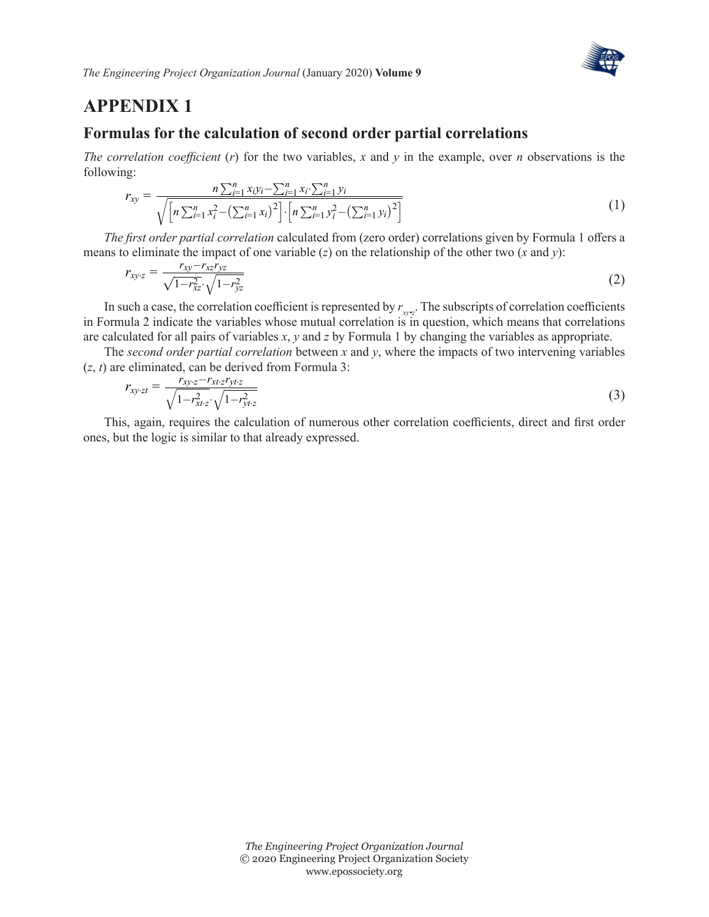# APPENDIX 1

## Formulas for the calculation of second order partial correlations

*The correlation coefficient* ($r$) for the two variables, $x$ and $y$ in the example, over $n$ observations is the following:

$$r_{xy} = \frac{n\sum_{i=1}^{n} x_i y_i - \sum_{i=1}^{n} x_i \cdot \sum_{i=1}^{n} y_i}{\sqrt{\left[n\sum_{i=1}^{n} x_i^2 - \left(\sum_{i=1}^{n} x_i\right)^2\right] \cdot \left[n\sum_{i=1}^{n} y_i^2 - \left(\sum_{i=1}^{n} y_i\right)^2\right]}} \tag{1}$$

*The first order partial correlation* calculated from (zero order) correlations given by Formula 1 offers a means to eliminate the impact of one variable ($z$) on the relationship of the other two ($x$ and $y$):

$$r_{xy \cdot z} = \frac{r_{xy} - r_{xz} r_{yz}}{\sqrt{1 - r_{xz}^2} \cdot \sqrt{1 - r_{yz}^2}} \tag{2}$$

In such a case, the correlation coefficient is represented by $r_{xy \cdot z}$. The subscripts of correlation coefficients in Formula 2 indicate the variables whose mutual correlation is in question, which means that correlations are calculated for all pairs of variables $x$, $y$ and $z$ by Formula 1 by changing the variables as appropriate.

The *second order partial correlation* between $x$ and $y$, where the impacts of two intervening variables ($z$, $t$) are eliminated, can be derived from Formula 3:

$$r_{xy \cdot zt} = \frac{r_{xy \cdot z} - r_{xt \cdot z} r_{yt \cdot z}}{\sqrt{1 - r_{xt \cdot z}^2} \cdot \sqrt{1 - r_{yt \cdot z}^2}} \tag{3}$$

This, again, requires the calculation of numerous other correlation coefficients, direct and first order ones, but the logic is similar to that already expressed.